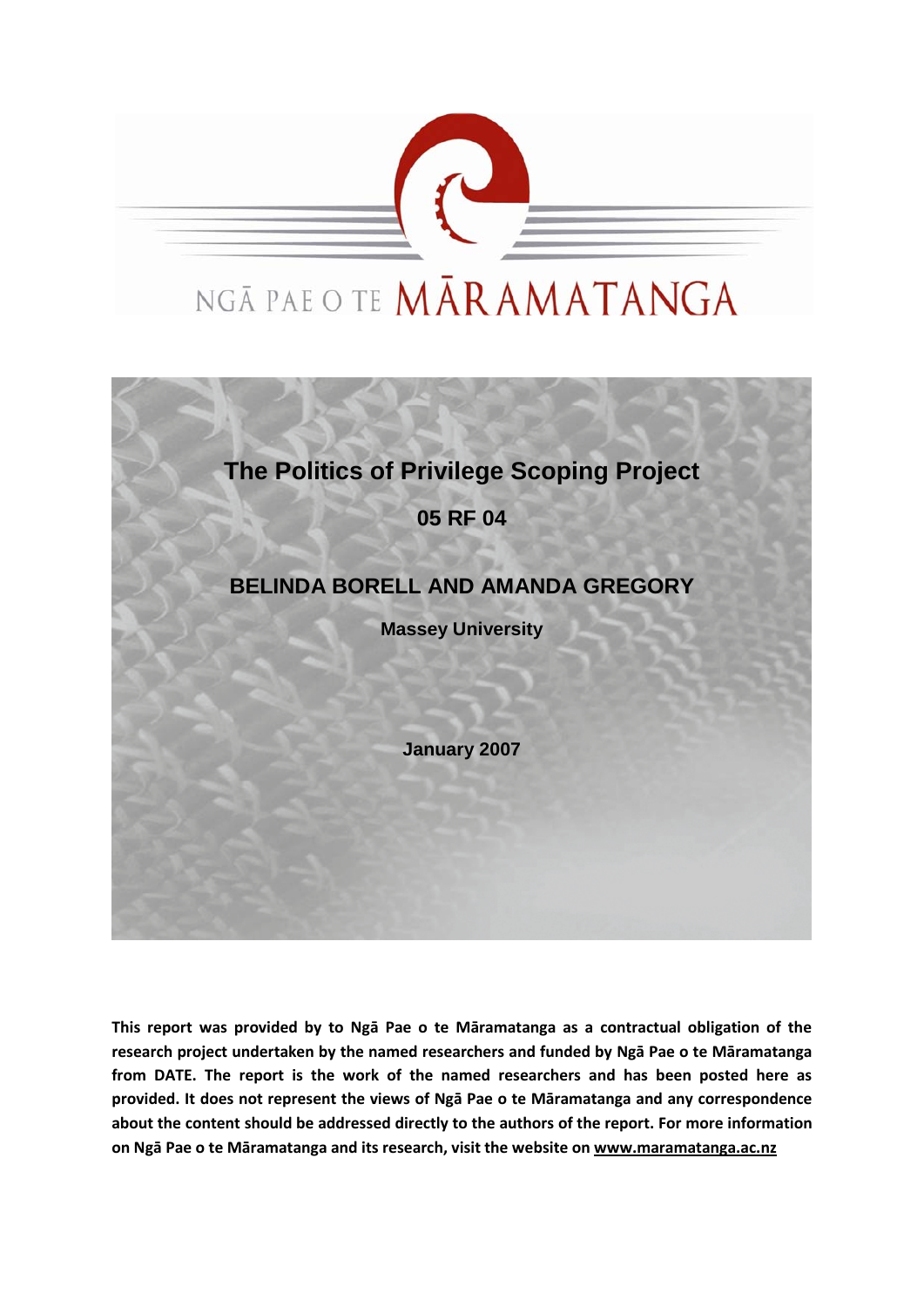NGĀ PAE O TE MĀRAMATANGA

# The Politics of Privilege Scoping Project

## 05 RF 04

**BELINDA BORELL AND AMANDA GREGORY**

**Massey University**

**January 2007**

**This report was provided by to Ngā Pae o te Māramatanga as a contractual obligation of the research project undertaken by the named researchers and funded by Ngā Pae o te Māramatanga from DATE. The report is the work of the named researchers and has been posted here as provided. It does not represent the views of Ngā Pae o te Māramatanga and any correspondence about the content should be addressed directly to the authors of the report. For more information on Ngā Pae o te Māramatanga and its research, visit the website on www.maramatanga.ac.nz**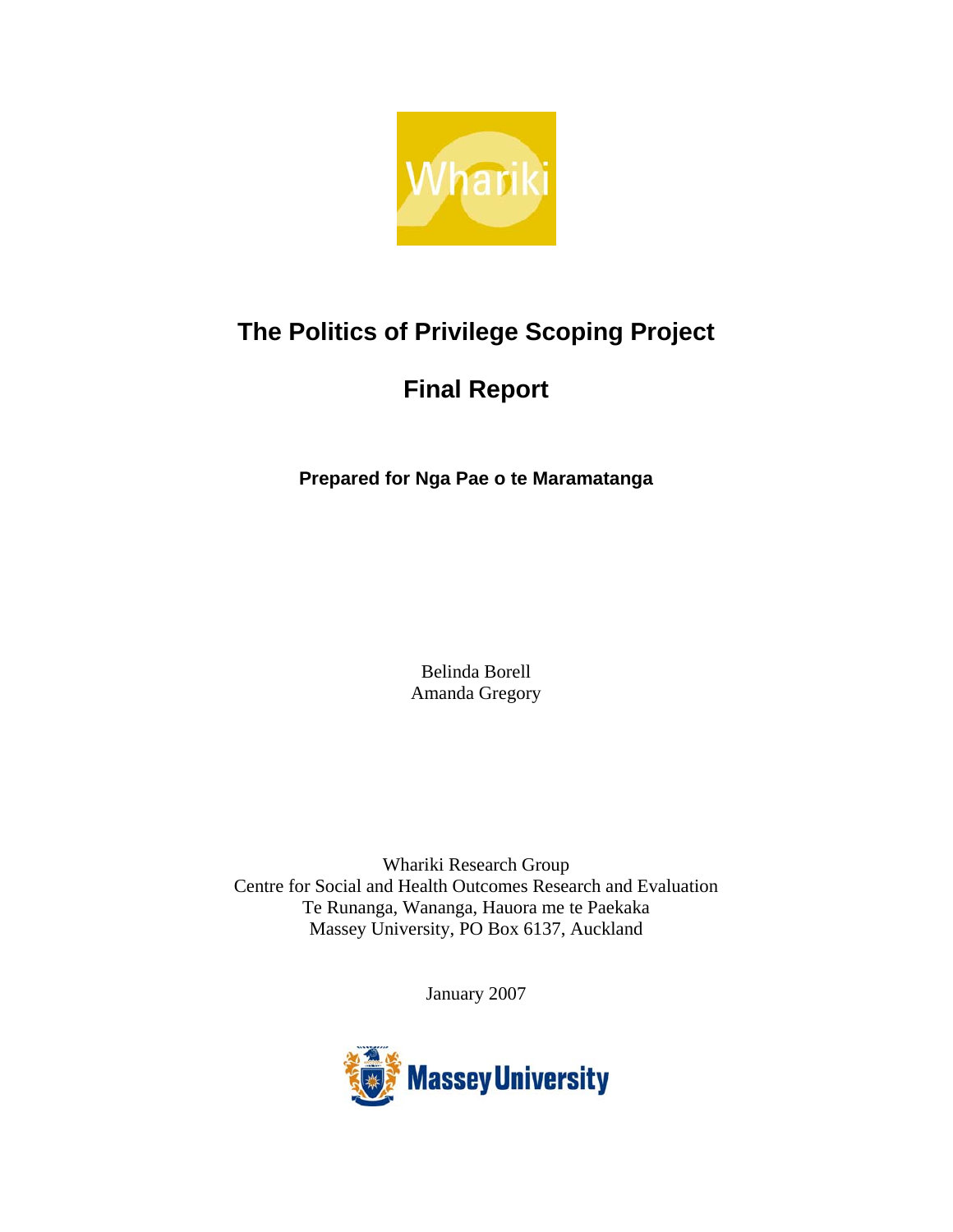Whariki

# The Politics of Privilege Scoping Project

# Final Report

**Prepared for Nga Pae o te Maramatanga**

Belinda Borell
Amanda Gregory

Whariki Research Group
Centre for Social and Health Outcomes Research and Evaluation
Te Runanga, Wananga, Hauora me te Paekaka
Massey University, PO Box 6137, Auckland

January 2007

Massey University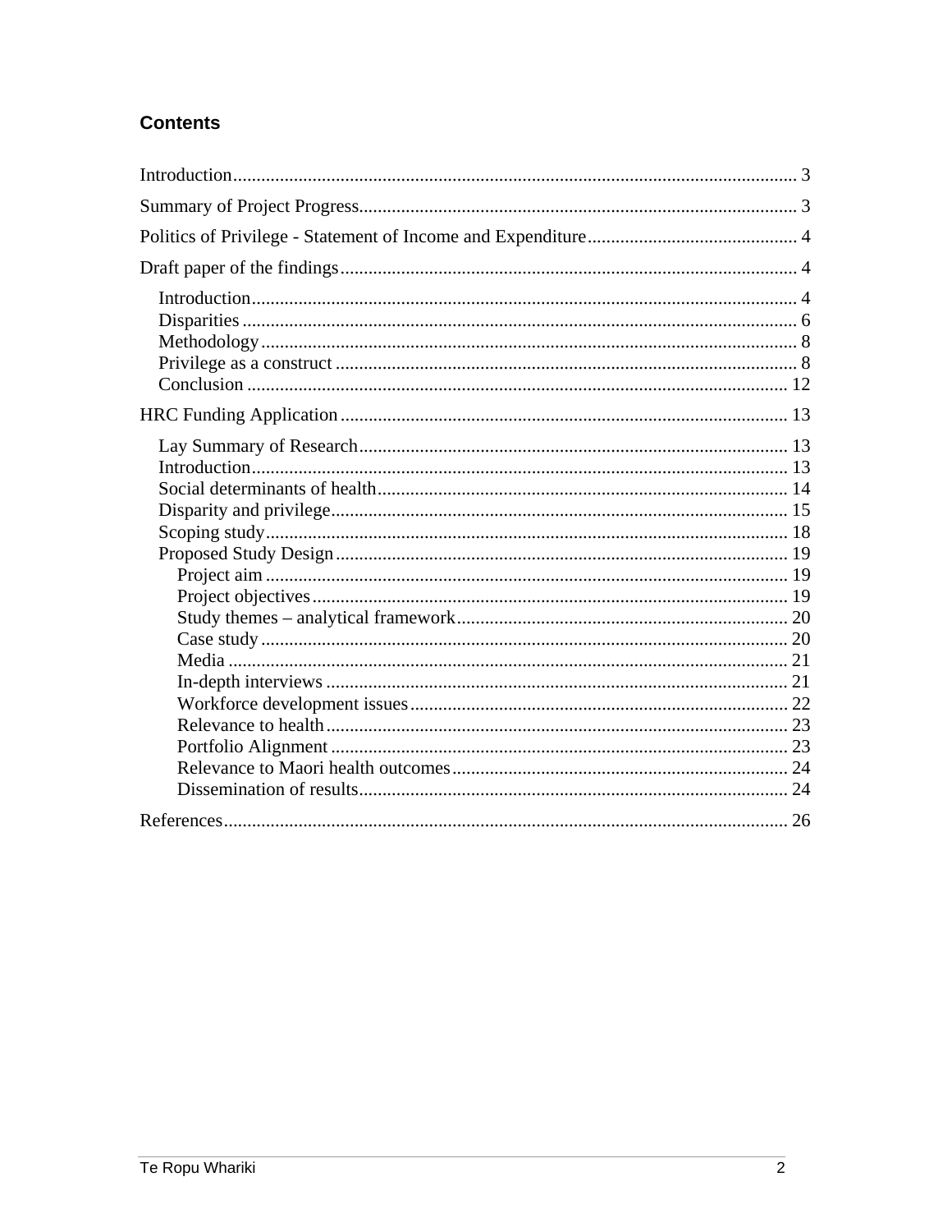## Contents

- Introduction .................... 3
- Summary of Project Progress .................... 3
- Politics of Privilege - Statement of Income and Expenditure .................... 4
- Draft paper of the findings .................... 4
  - Introduction .................... 4
  - Disparities .................... 6
  - Methodology .................... 8
  - Privilege as a construct .................... 8
  - Conclusion .................... 12
- HRC Funding Application .................... 13
  - Lay Summary of Research .................... 13
  - Introduction .................... 13
  - Social determinants of health .................... 14
  - Disparity and privilege .................... 15
  - Scoping study .................... 18
  - Proposed Study Design .................... 19
    - Project aim .................... 19
    - Project objectives .................... 19
    - Study themes – analytical framework .................... 20
    - Case study .................... 20
    - Media .................... 21
    - In-depth interviews .................... 21
    - Workforce development issues .................... 22
    - Relevance to health .................... 23
    - Portfolio Alignment .................... 23
    - Relevance to Maori health outcomes .................... 24
    - Dissemination of results .................... 24
- References .................... 26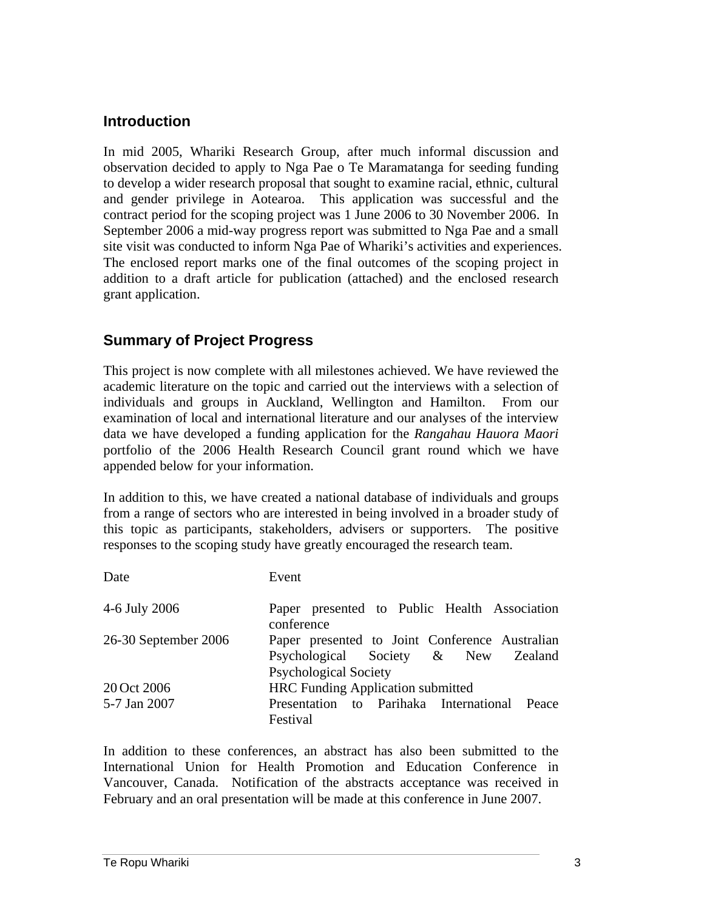## Introduction

In mid 2005, Whariki Research Group, after much informal discussion and observation decided to apply to Nga Pae o Te Maramatanga for seeding funding to develop a wider research proposal that sought to examine racial, ethnic, cultural and gender privilege in Aotearoa. This application was successful and the contract period for the scoping project was 1 June 2006 to 30 November 2006. In September 2006 a mid-way progress report was submitted to Nga Pae and a small site visit was conducted to inform Nga Pae of Whariki's activities and experiences. The enclosed report marks one of the final outcomes of the scoping project in addition to a draft article for publication (attached) and the enclosed research grant application.

## Summary of Project Progress

This project is now complete with all milestones achieved. We have reviewed the academic literature on the topic and carried out the interviews with a selection of individuals and groups in Auckland, Wellington and Hamilton. From our examination of local and international literature and our analyses of the interview data we have developed a funding application for the *Rangahau Hauora Maori* portfolio of the 2006 Health Research Council grant round which we have appended below for your information.

In addition to this, we have created a national database of individuals and groups from a range of sectors who are interested in being involved in a broader study of this topic as participants, stakeholders, advisers or supporters. The positive responses to the scoping study have greatly encouraged the research team.

| Date | Event |
|---|---|
| 4-6 July 2006 | Paper presented to Public Health Association conference |
| 26-30 September 2006 | Paper presented to Joint Conference Australian Psychological Society & New Zealand Psychological Society |
| 20 Oct 2006 | HRC Funding Application submitted |
| 5-7 Jan 2007 | Presentation to Parihaka International Peace Festival |

In addition to these conferences, an abstract has also been submitted to the International Union for Health Promotion and Education Conference in Vancouver, Canada. Notification of the abstracts acceptance was received in February and an oral presentation will be made at this conference in June 2007.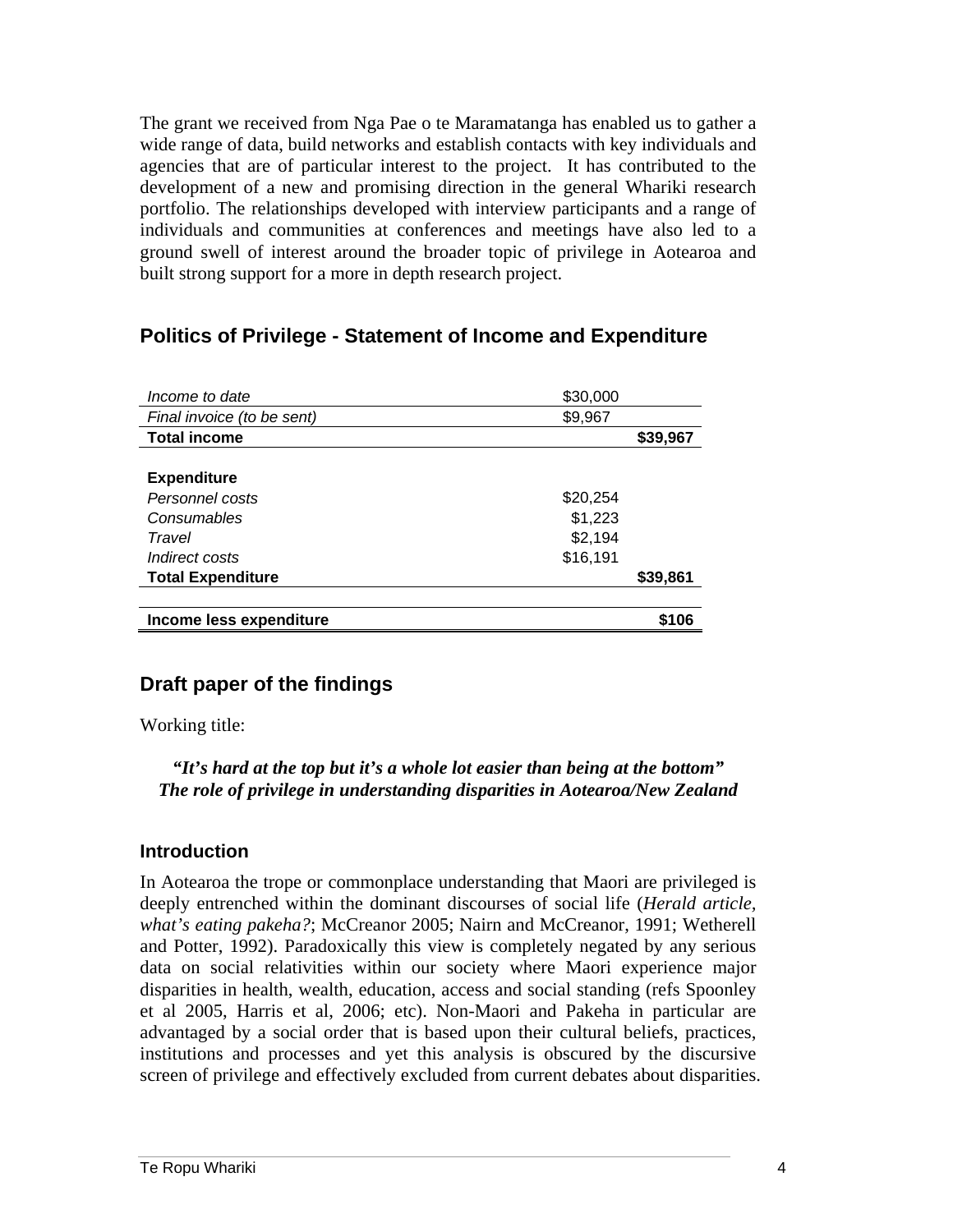The grant we received from Nga Pae o te Maramatanga has enabled us to gather a wide range of data, build networks and establish contacts with key individuals and agencies that are of particular interest to the project. It has contributed to the development of a new and promising direction in the general Whariki research portfolio. The relationships developed with interview participants and a range of individuals and communities at conferences and meetings have also led to a ground swell of interest around the broader topic of privilege in Aotearoa and built strong support for a more in depth research project.

## Politics of Privilege - Statement of Income and Expenditure

| | | |
|---|---|---|
| *Income to date* | $30,000 | |
| *Final invoice (to be sent)* | $9,967 | |
| **Total income** | | **$39,967** |
| | | |
| **Expenditure** | | |
| *Personnel costs* | $20,254 | |
| *Consumables* | $1,223 | |
| *Travel* | $2,194 | |
| *Indirect costs* | $16,191 | |
| **Total Expenditure** | | **$39,861** |
| | | |
| **Income less expenditure** | | **$106** |

## Draft paper of the findings

Working title:

***"It's hard at the top but it's a whole lot easier than being at the bottom" The role of privilege in understanding disparities in Aotearoa/New Zealand***

### Introduction

In Aotearoa the trope or commonplace understanding that Maori are privileged is deeply entrenched within the dominant discourses of social life (*Herald article, what's eating pakeha?*; McCreanor 2005; Nairn and McCreanor, 1991; Wetherell and Potter, 1992). Paradoxically this view is completely negated by any serious data on social relativities within our society where Maori experience major disparities in health, wealth, education, access and social standing (refs Spoonley et al 2005, Harris et al, 2006; etc). Non-Maori and Pakeha in particular are advantaged by a social order that is based upon their cultural beliefs, practices, institutions and processes and yet this analysis is obscured by the discursive screen of privilege and effectively excluded from current debates about disparities.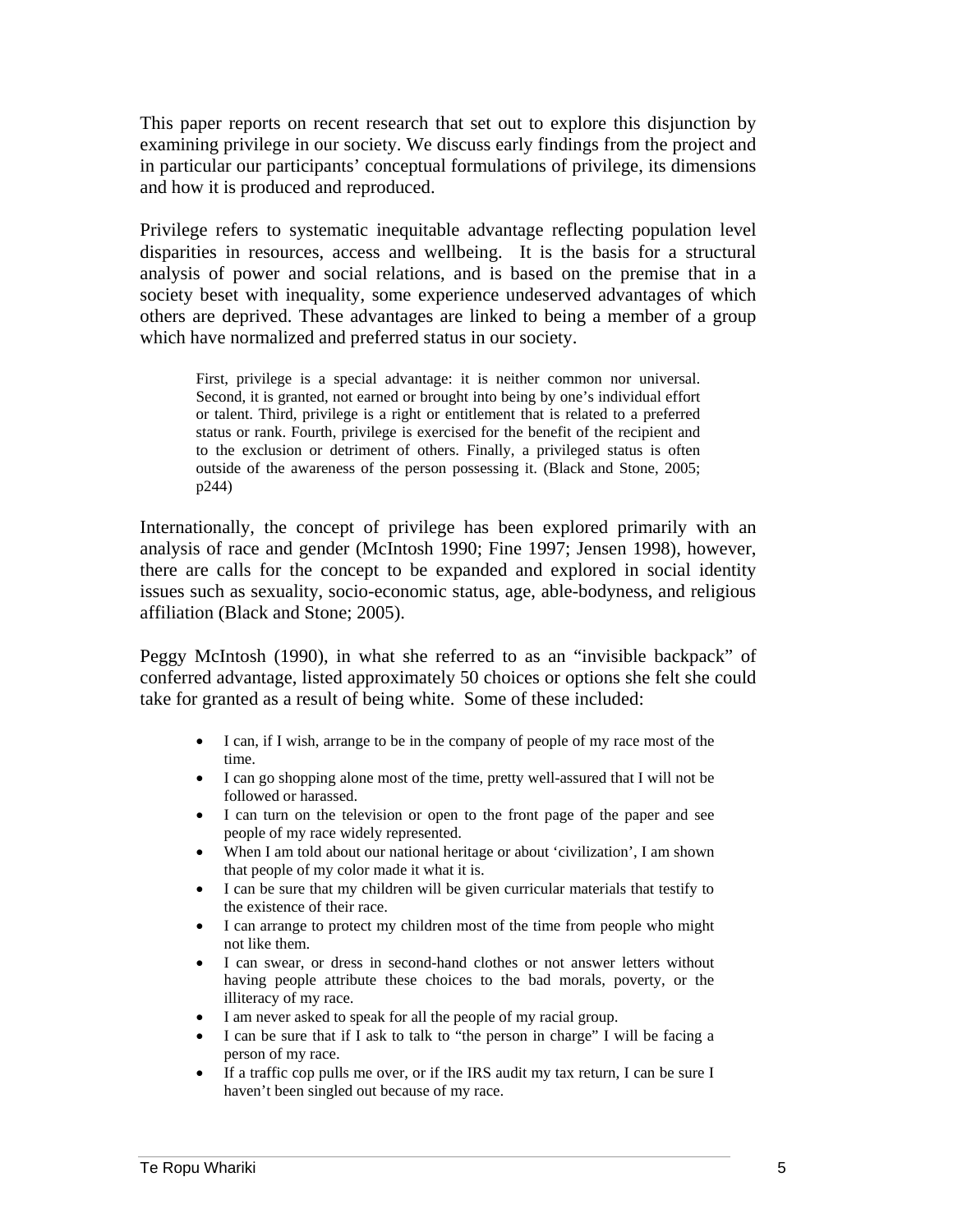This paper reports on recent research that set out to explore this disjunction by examining privilege in our society. We discuss early findings from the project and in particular our participants' conceptual formulations of privilege, its dimensions and how it is produced and reproduced.

Privilege refers to systematic inequitable advantage reflecting population level disparities in resources, access and wellbeing. It is the basis for a structural analysis of power and social relations, and is based on the premise that in a society beset with inequality, some experience undeserved advantages of which others are deprived. These advantages are linked to being a member of a group which have normalized and preferred status in our society.

> First, privilege is a special advantage: it is neither common nor universal. Second, it is granted, not earned or brought into being by one's individual effort or talent. Third, privilege is a right or entitlement that is related to a preferred status or rank. Fourth, privilege is exercised for the benefit of the recipient and to the exclusion or detriment of others. Finally, a privileged status is often outside of the awareness of the person possessing it. (Black and Stone, 2005; p244)

Internationally, the concept of privilege has been explored primarily with an analysis of race and gender (McIntosh 1990; Fine 1997; Jensen 1998), however, there are calls for the concept to be expanded and explored in social identity issues such as sexuality, socio-economic status, age, able-bodyness, and religious affiliation (Black and Stone; 2005).

Peggy McIntosh (1990), in what she referred to as an "invisible backpack" of conferred advantage, listed approximately 50 choices or options she felt she could take for granted as a result of being white. Some of these included:

- I can, if I wish, arrange to be in the company of people of my race most of the time.
- I can go shopping alone most of the time, pretty well-assured that I will not be followed or harassed.
- I can turn on the television or open to the front page of the paper and see people of my race widely represented.
- When I am told about our national heritage or about 'civilization', I am shown that people of my color made it what it is.
- I can be sure that my children will be given curricular materials that testify to the existence of their race.
- I can arrange to protect my children most of the time from people who might not like them.
- I can swear, or dress in second-hand clothes or not answer letters without having people attribute these choices to the bad morals, poverty, or the illiteracy of my race.
- I am never asked to speak for all the people of my racial group.
- I can be sure that if I ask to talk to "the person in charge" I will be facing a person of my race.
- If a traffic cop pulls me over, or if the IRS audit my tax return, I can be sure I haven't been singled out because of my race.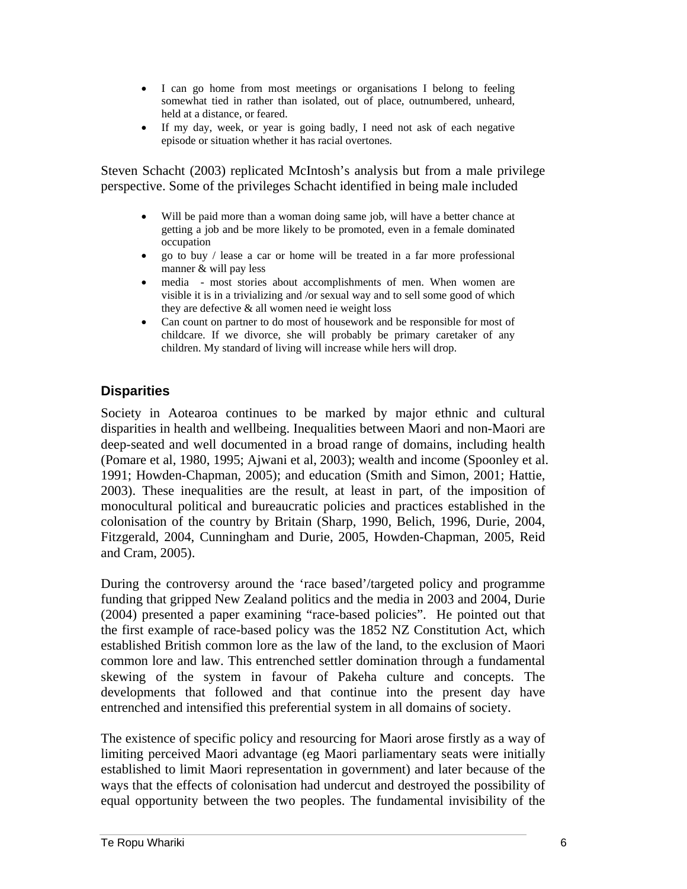- I can go home from most meetings or organisations I belong to feeling somewhat tied in rather than isolated, out of place, outnumbered, unheard, held at a distance, or feared.
- If my day, week, or year is going badly, I need not ask of each negative episode or situation whether it has racial overtones.

Steven Schacht (2003) replicated McIntosh's analysis but from a male privilege perspective. Some of the privileges Schacht identified in being male included

- Will be paid more than a woman doing same job, will have a better chance at getting a job and be more likely to be promoted, even in a female dominated occupation
- go to buy / lease a car or home will be treated in a far more professional manner & will pay less
- media - most stories about accomplishments of men. When women are visible it is in a trivializing and /or sexual way and to sell some good of which they are defective & all women need ie weight loss
- Can count on partner to do most of housework and be responsible for most of childcare. If we divorce, she will probably be primary caretaker of any children. My standard of living will increase while hers will drop.

## Disparities

Society in Aotearoa continues to be marked by major ethnic and cultural disparities in health and wellbeing. Inequalities between Maori and non-Maori are deep-seated and well documented in a broad range of domains, including health (Pomare et al, 1980, 1995; Ajwani et al, 2003); wealth and income (Spoonley et al. 1991; Howden-Chapman, 2005); and education (Smith and Simon, 2001; Hattie, 2003). These inequalities are the result, at least in part, of the imposition of monocultural political and bureaucratic policies and practices established in the colonisation of the country by Britain (Sharp, 1990, Belich, 1996, Durie, 2004, Fitzgerald, 2004, Cunningham and Durie, 2005, Howden-Chapman, 2005, Reid and Cram, 2005).

During the controversy around the 'race based'/targeted policy and programme funding that gripped New Zealand politics and the media in 2003 and 2004, Durie (2004) presented a paper examining "race-based policies". He pointed out that the first example of race-based policy was the 1852 NZ Constitution Act, which established British common lore as the law of the land, to the exclusion of Maori common lore and law. This entrenched settler domination through a fundamental skewing of the system in favour of Pakeha culture and concepts. The developments that followed and that continue into the present day have entrenched and intensified this preferential system in all domains of society.

The existence of specific policy and resourcing for Maori arose firstly as a way of limiting perceived Maori advantage (eg Maori parliamentary seats were initially established to limit Maori representation in government) and later because of the ways that the effects of colonisation had undercut and destroyed the possibility of equal opportunity between the two peoples. The fundamental invisibility of the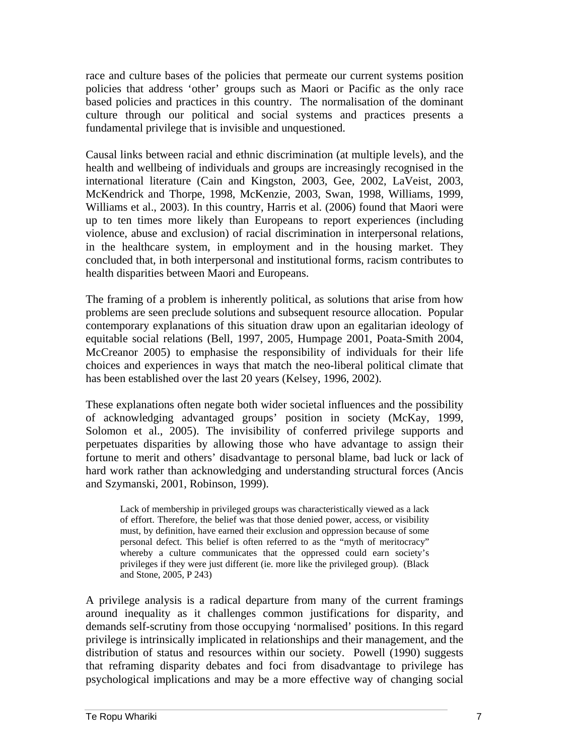race and culture bases of the policies that permeate our current systems position policies that address 'other' groups such as Maori or Pacific as the only race based policies and practices in this country. The normalisation of the dominant culture through our political and social systems and practices presents a fundamental privilege that is invisible and unquestioned.

Causal links between racial and ethnic discrimination (at multiple levels), and the health and wellbeing of individuals and groups are increasingly recognised in the international literature (Cain and Kingston, 2003, Gee, 2002, LaVeist, 2003, McKendrick and Thorpe, 1998, McKenzie, 2003, Swan, 1998, Williams, 1999, Williams et al., 2003). In this country, Harris et al. (2006) found that Maori were up to ten times more likely than Europeans to report experiences (including violence, abuse and exclusion) of racial discrimination in interpersonal relations, in the healthcare system, in employment and in the housing market. They concluded that, in both interpersonal and institutional forms, racism contributes to health disparities between Maori and Europeans.

The framing of a problem is inherently political, as solutions that arise from how problems are seen preclude solutions and subsequent resource allocation. Popular contemporary explanations of this situation draw upon an egalitarian ideology of equitable social relations (Bell, 1997, 2005, Humpage 2001, Poata-Smith 2004, McCreanor 2005) to emphasise the responsibility of individuals for their life choices and experiences in ways that match the neo-liberal political climate that has been established over the last 20 years (Kelsey, 1996, 2002).

These explanations often negate both wider societal influences and the possibility of acknowledging advantaged groups' position in society (McKay, 1999, Solomon et al., 2005). The invisibility of conferred privilege supports and perpetuates disparities by allowing those who have advantage to assign their fortune to merit and others' disadvantage to personal blame, bad luck or lack of hard work rather than acknowledging and understanding structural forces (Ancis and Szymanski, 2001, Robinson, 1999).

> Lack of membership in privileged groups was characteristically viewed as a lack of effort. Therefore, the belief was that those denied power, access, or visibility must, by definition, have earned their exclusion and oppression because of some personal defect. This belief is often referred to as the "myth of meritocracy" whereby a culture communicates that the oppressed could earn society's privileges if they were just different (ie. more like the privileged group). (Black and Stone, 2005, P 243)

A privilege analysis is a radical departure from many of the current framings around inequality as it challenges common justifications for disparity, and demands self-scrutiny from those occupying 'normalised' positions. In this regard privilege is intrinsically implicated in relationships and their management, and the distribution of status and resources within our society. Powell (1990) suggests that reframing disparity debates and foci from disadvantage to privilege has psychological implications and may be a more effective way of changing social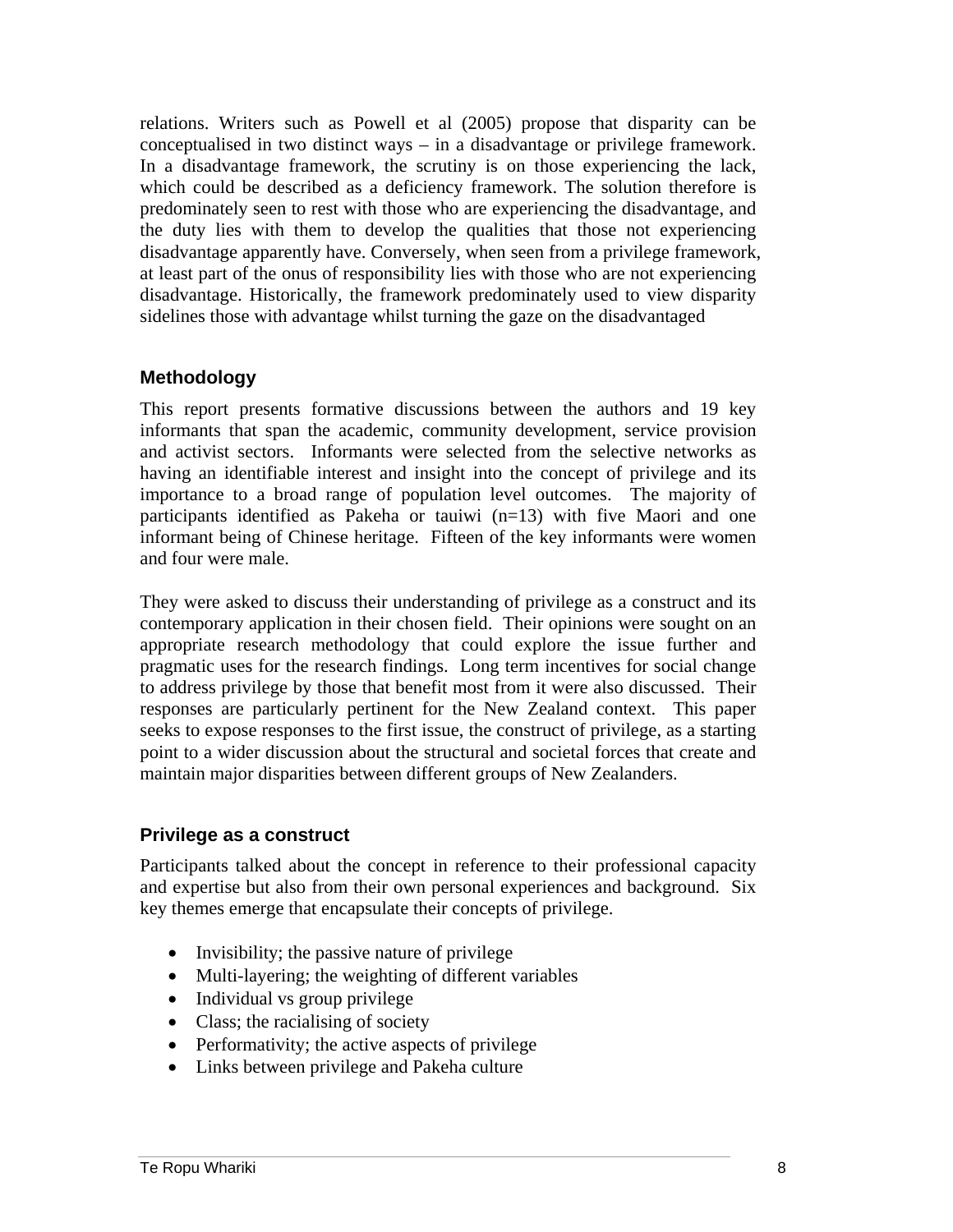relations. Writers such as Powell et al (2005) propose that disparity can be conceptualised in two distinct ways – in a disadvantage or privilege framework. In a disadvantage framework, the scrutiny is on those experiencing the lack, which could be described as a deficiency framework. The solution therefore is predominately seen to rest with those who are experiencing the disadvantage, and the duty lies with them to develop the qualities that those not experiencing disadvantage apparently have. Conversely, when seen from a privilege framework, at least part of the onus of responsibility lies with those who are not experiencing disadvantage. Historically, the framework predominately used to view disparity sidelines those with advantage whilst turning the gaze on the disadvantaged

## Methodology

This report presents formative discussions between the authors and 19 key informants that span the academic, community development, service provision and activist sectors. Informants were selected from the selective networks as having an identifiable interest and insight into the concept of privilege and its importance to a broad range of population level outcomes. The majority of participants identified as Pakeha or tauiwi (n=13) with five Maori and one informant being of Chinese heritage. Fifteen of the key informants were women and four were male.

They were asked to discuss their understanding of privilege as a construct and its contemporary application in their chosen field. Their opinions were sought on an appropriate research methodology that could explore the issue further and pragmatic uses for the research findings. Long term incentives for social change to address privilege by those that benefit most from it were also discussed. Their responses are particularly pertinent for the New Zealand context. This paper seeks to expose responses to the first issue, the construct of privilege, as a starting point to a wider discussion about the structural and societal forces that create and maintain major disparities between different groups of New Zealanders.

## Privilege as a construct

Participants talked about the concept in reference to their professional capacity and expertise but also from their own personal experiences and background. Six key themes emerge that encapsulate their concepts of privilege.

- Invisibility; the passive nature of privilege
- Multi-layering; the weighting of different variables
- Individual vs group privilege
- Class; the racialising of society
- Performativity; the active aspects of privilege
- Links between privilege and Pakeha culture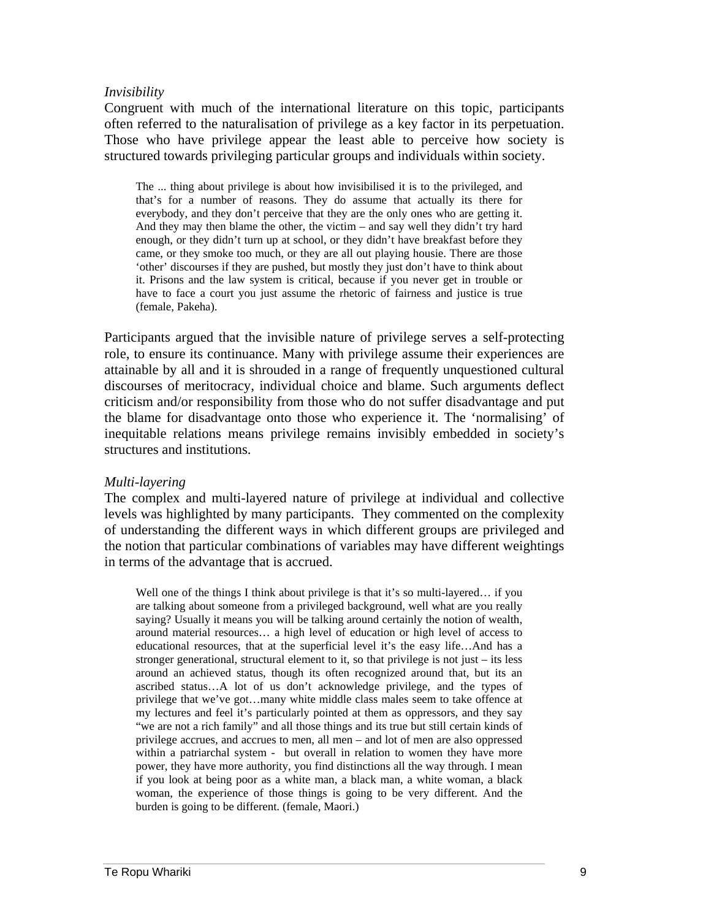*Invisibility*

Congruent with much of the international literature on this topic, participants often referred to the naturalisation of privilege as a key factor in its perpetuation. Those who have privilege appear the least able to perceive how society is structured towards privileging particular groups and individuals within society.

> The ... thing about privilege is about how invisibilised it is to the privileged, and that's for a number of reasons. They do assume that actually its there for everybody, and they don't perceive that they are the only ones who are getting it. And they may then blame the other, the victim – and say well they didn't try hard enough, or they didn't turn up at school, or they didn't have breakfast before they came, or they smoke too much, or they are all out playing housie. There are those 'other' discourses if they are pushed, but mostly they just don't have to think about it. Prisons and the law system is critical, because if you never get in trouble or have to face a court you just assume the rhetoric of fairness and justice is true (female, Pakeha).

Participants argued that the invisible nature of privilege serves a self-protecting role, to ensure its continuance. Many with privilege assume their experiences are attainable by all and it is shrouded in a range of frequently unquestioned cultural discourses of meritocracy, individual choice and blame. Such arguments deflect criticism and/or responsibility from those who do not suffer disadvantage and put the blame for disadvantage onto those who experience it. The 'normalising' of inequitable relations means privilege remains invisibly embedded in society's structures and institutions.

*Multi-layering*

The complex and multi-layered nature of privilege at individual and collective levels was highlighted by many participants. They commented on the complexity of understanding the different ways in which different groups are privileged and the notion that particular combinations of variables may have different weightings in terms of the advantage that is accrued.

> Well one of the things I think about privilege is that it's so multi-layered… if you are talking about someone from a privileged background, well what are you really saying? Usually it means you will be talking around certainly the notion of wealth, around material resources… a high level of education or high level of access to educational resources, that at the superficial level it's the easy life…And has a stronger generational, structural element to it, so that privilege is not just – its less around an achieved status, though its often recognized around that, but its an ascribed status…A lot of us don't acknowledge privilege, and the types of privilege that we've got…many white middle class males seem to take offence at my lectures and feel it's particularly pointed at them as oppressors, and they say "we are not a rich family" and all those things and its true but still certain kinds of privilege accrues, and accrues to men, all men – and lot of men are also oppressed within a patriarchal system - but overall in relation to women they have more power, they have more authority, you find distinctions all the way through. I mean if you look at being poor as a white man, a black man, a white woman, a black woman, the experience of those things is going to be very different. And the burden is going to be different. (female, Maori.)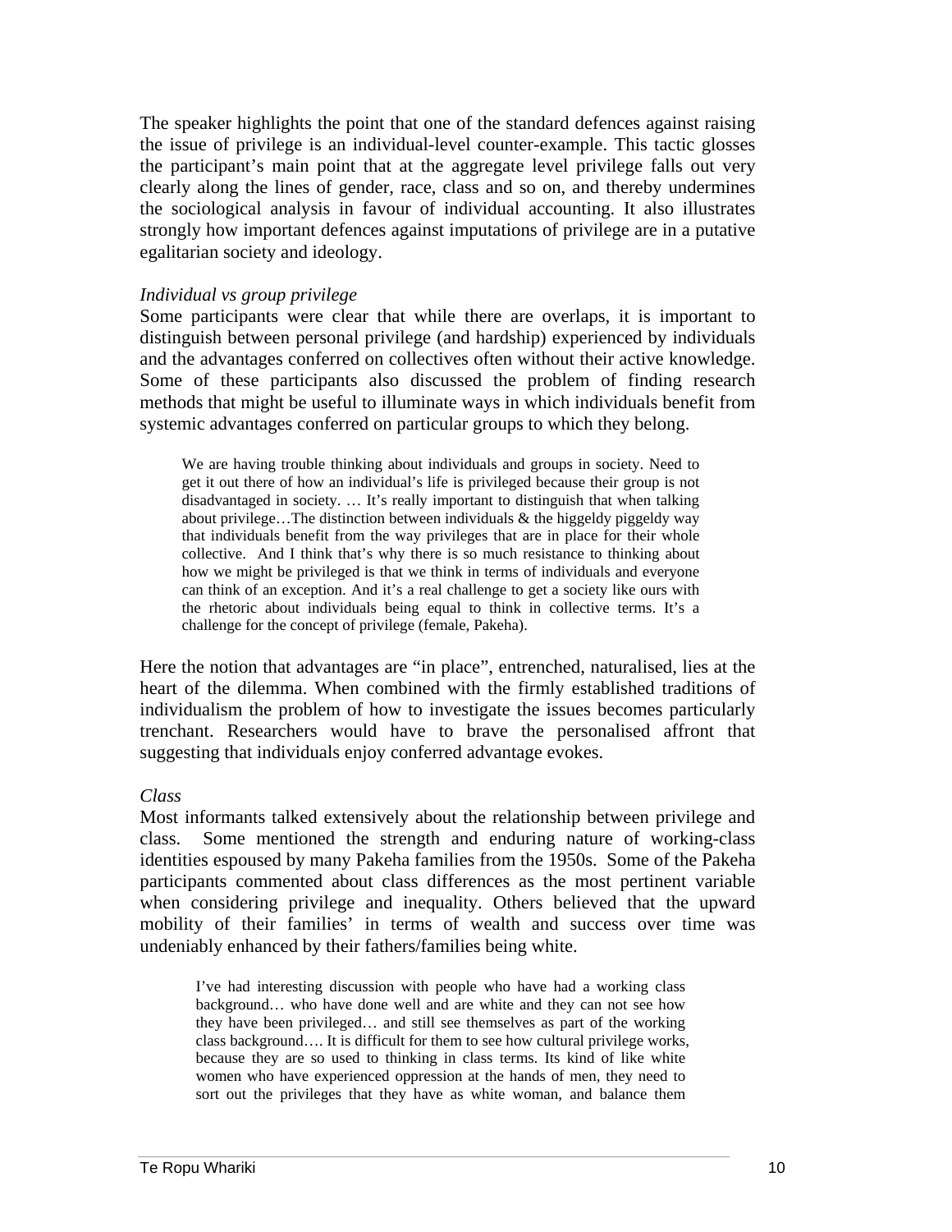The speaker highlights the point that one of the standard defences against raising the issue of privilege is an individual-level counter-example. This tactic glosses the participant's main point that at the aggregate level privilege falls out very clearly along the lines of gender, race, class and so on, and thereby undermines the sociological analysis in favour of individual accounting. It also illustrates strongly how important defences against imputations of privilege are in a putative egalitarian society and ideology.

*Individual vs group privilege*

Some participants were clear that while there are overlaps, it is important to distinguish between personal privilege (and hardship) experienced by individuals and the advantages conferred on collectives often without their active knowledge. Some of these participants also discussed the problem of finding research methods that might be useful to illuminate ways in which individuals benefit from systemic advantages conferred on particular groups to which they belong.

> We are having trouble thinking about individuals and groups in society. Need to get it out there of how an individual's life is privileged because their group is not disadvantaged in society. … It's really important to distinguish that when talking about privilege…The distinction between individuals & the higgeldy piggeldy way that individuals benefit from the way privileges that are in place for their whole collective. And I think that's why there is so much resistance to thinking about how we might be privileged is that we think in terms of individuals and everyone can think of an exception. And it's a real challenge to get a society like ours with the rhetoric about individuals being equal to think in collective terms. It's a challenge for the concept of privilege (female, Pakeha).

Here the notion that advantages are "in place", entrenched, naturalised, lies at the heart of the dilemma. When combined with the firmly established traditions of individualism the problem of how to investigate the issues becomes particularly trenchant. Researchers would have to brave the personalised affront that suggesting that individuals enjoy conferred advantage evokes.

*Class*

Most informants talked extensively about the relationship between privilege and class. Some mentioned the strength and enduring nature of working-class identities espoused by many Pakeha families from the 1950s. Some of the Pakeha participants commented about class differences as the most pertinent variable when considering privilege and inequality. Others believed that the upward mobility of their families' in terms of wealth and success over time was undeniably enhanced by their fathers/families being white.

> I've had interesting discussion with people who have had a working class background… who have done well and are white and they can not see how they have been privileged… and still see themselves as part of the working class background…. It is difficult for them to see how cultural privilege works, because they are so used to thinking in class terms. Its kind of like white women who have experienced oppression at the hands of men, they need to sort out the privileges that they have as white woman, and balance them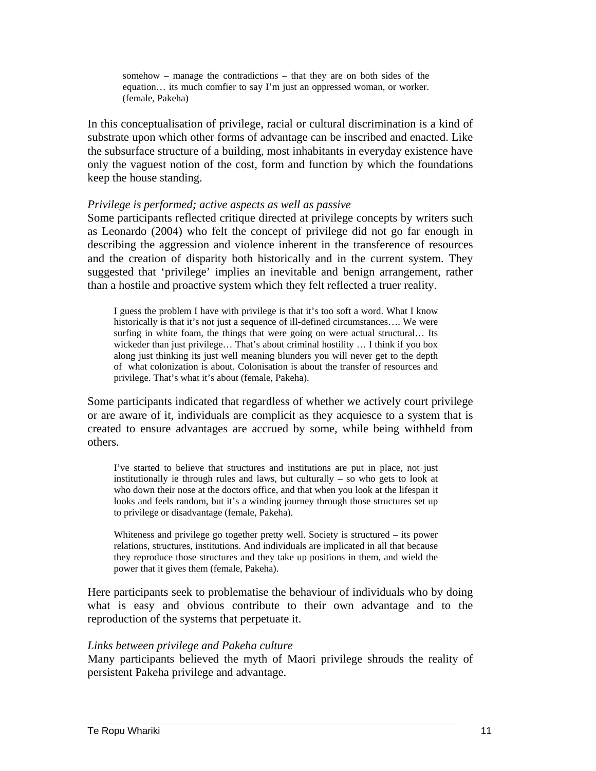> somehow – manage the contradictions – that they are on both sides of the equation… its much comfier to say I'm just an oppressed woman, or worker. (female, Pakeha)

In this conceptualisation of privilege, racial or cultural discrimination is a kind of substrate upon which other forms of advantage can be inscribed and enacted. Like the subsurface structure of a building, most inhabitants in everyday existence have only the vaguest notion of the cost, form and function by which the foundations keep the house standing.

*Privilege is performed; active aspects as well as passive*

Some participants reflected critique directed at privilege concepts by writers such as Leonardo (2004) who felt the concept of privilege did not go far enough in describing the aggression and violence inherent in the transference of resources and the creation of disparity both historically and in the current system. They suggested that 'privilege' implies an inevitable and benign arrangement, rather than a hostile and proactive system which they felt reflected a truer reality.

> I guess the problem I have with privilege is that it's too soft a word. What I know historically is that it's not just a sequence of ill-defined circumstances…. We were surfing in white foam, the things that were going on were actual structural… Its wickeder than just privilege… That's about criminal hostility … I think if you box along just thinking its just well meaning blunders you will never get to the depth of what colonization is about. Colonisation is about the transfer of resources and privilege. That's what it's about (female, Pakeha).

Some participants indicated that regardless of whether we actively court privilege or are aware of it, individuals are complicit as they acquiesce to a system that is created to ensure advantages are accrued by some, while being withheld from others.

> I've started to believe that structures and institutions are put in place, not just institutionally ie through rules and laws, but culturally – so who gets to look at who down their nose at the doctors office, and that when you look at the lifespan it looks and feels random, but it's a winding journey through those structures set up to privilege or disadvantage (female, Pakeha).

> Whiteness and privilege go together pretty well. Society is structured – its power relations, structures, institutions. And individuals are implicated in all that because they reproduce those structures and they take up positions in them, and wield the power that it gives them (female, Pakeha).

Here participants seek to problematise the behaviour of individuals who by doing what is easy and obvious contribute to their own advantage and to the reproduction of the systems that perpetuate it.

*Links between privilege and Pakeha culture*

Many participants believed the myth of Maori privilege shrouds the reality of persistent Pakeha privilege and advantage.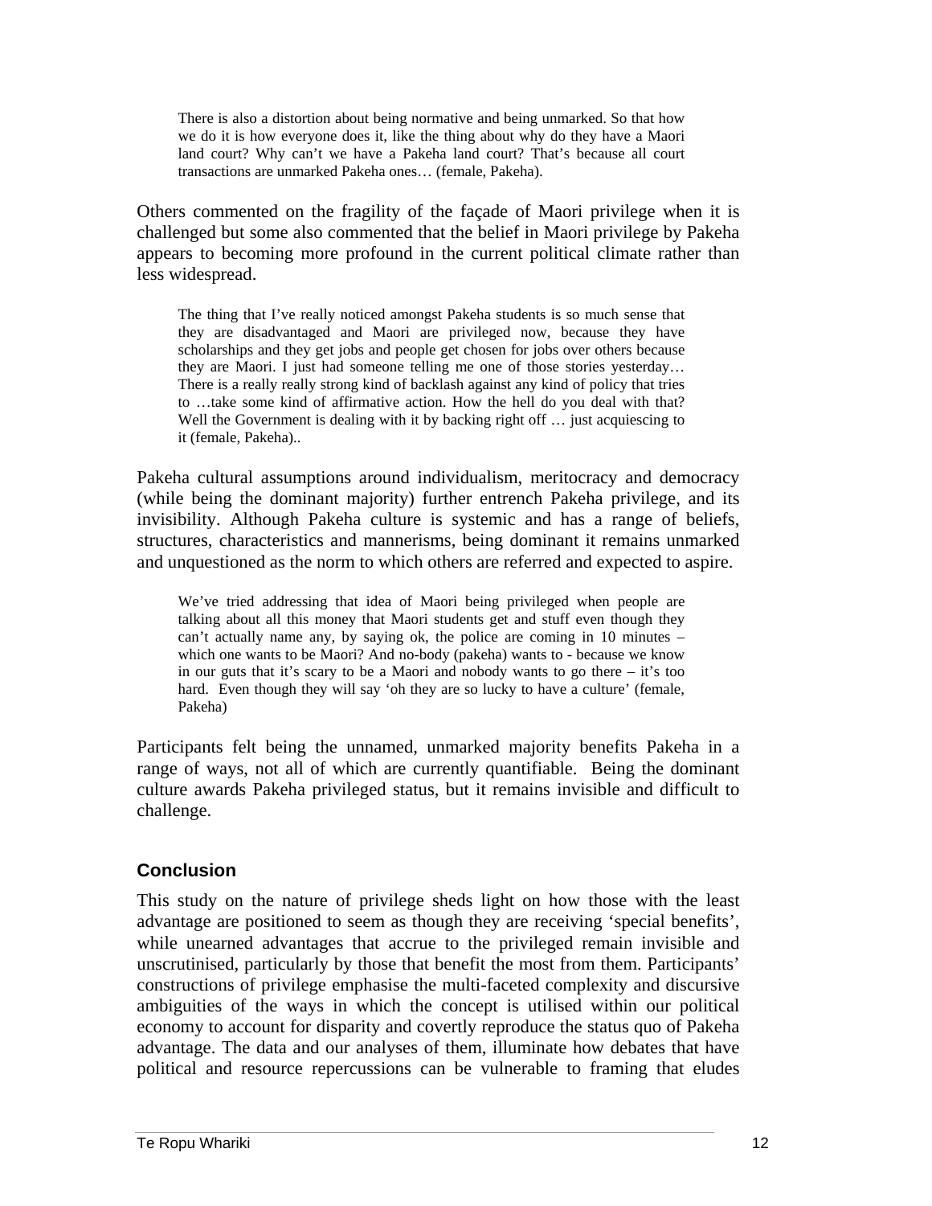> There is also a distortion about being normative and being unmarked. So that how we do it is how everyone does it, like the thing about why do they have a Maori land court? Why can't we have a Pakeha land court? That's because all court transactions are unmarked Pakeha ones… (female, Pakeha).

Others commented on the fragility of the façade of Maori privilege when it is challenged but some also commented that the belief in Maori privilege by Pakeha appears to becoming more profound in the current political climate rather than less widespread.

> The thing that I've really noticed amongst Pakeha students is so much sense that they are disadvantaged and Maori are privileged now, because they have scholarships and they get jobs and people get chosen for jobs over others because they are Maori. I just had someone telling me one of those stories yesterday… There is a really really strong kind of backlash against any kind of policy that tries to …take some kind of affirmative action. How the hell do you deal with that? Well the Government is dealing with it by backing right off … just acquiescing to it (female, Pakeha)..

Pakeha cultural assumptions around individualism, meritocracy and democracy (while being the dominant majority) further entrench Pakeha privilege, and its invisibility. Although Pakeha culture is systemic and has a range of beliefs, structures, characteristics and mannerisms, being dominant it remains unmarked and unquestioned as the norm to which others are referred and expected to aspire.

> We've tried addressing that idea of Maori being privileged when people are talking about all this money that Maori students get and stuff even though they can't actually name any, by saying ok, the police are coming in 10 minutes – which one wants to be Maori? And no-body (pakeha) wants to - because we know in our guts that it's scary to be a Maori and nobody wants to go there – it's too hard. Even though they will say 'oh they are so lucky to have a culture' (female, Pakeha)

Participants felt being the unnamed, unmarked majority benefits Pakeha in a range of ways, not all of which are currently quantifiable. Being the dominant culture awards Pakeha privileged status, but it remains invisible and difficult to challenge.

## Conclusion

This study on the nature of privilege sheds light on how those with the least advantage are positioned to seem as though they are receiving 'special benefits', while unearned advantages that accrue to the privileged remain invisible and unscrutinised, particularly by those that benefit the most from them. Participants' constructions of privilege emphasise the multi-faceted complexity and discursive ambiguities of the ways in which the concept is utilised within our political economy to account for disparity and covertly reproduce the status quo of Pakeha advantage. The data and our analyses of them, illuminate how debates that have political and resource repercussions can be vulnerable to framing that eludes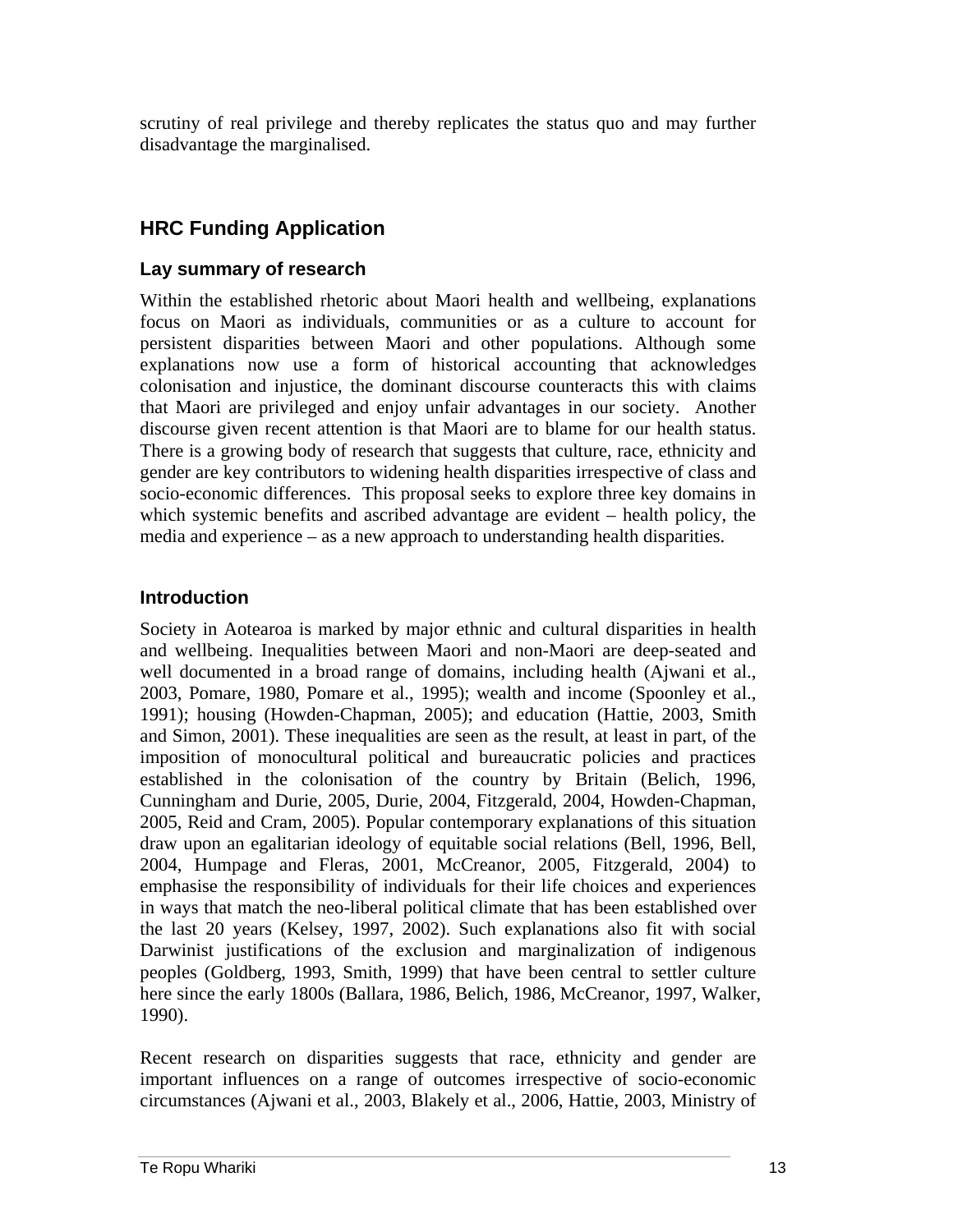scrutiny of real privilege and thereby replicates the status quo and may further disadvantage the marginalised.

## HRC Funding Application

### Lay summary of research

Within the established rhetoric about Maori health and wellbeing, explanations focus on Maori as individuals, communities or as a culture to account for persistent disparities between Maori and other populations. Although some explanations now use a form of historical accounting that acknowledges colonisation and injustice, the dominant discourse counteracts this with claims that Maori are privileged and enjoy unfair advantages in our society. Another discourse given recent attention is that Maori are to blame for our health status. There is a growing body of research that suggests that culture, race, ethnicity and gender are key contributors to widening health disparities irrespective of class and socio-economic differences. This proposal seeks to explore three key domains in which systemic benefits and ascribed advantage are evident – health policy, the media and experience – as a new approach to understanding health disparities.

### Introduction

Society in Aotearoa is marked by major ethnic and cultural disparities in health and wellbeing. Inequalities between Maori and non-Maori are deep-seated and well documented in a broad range of domains, including health (Ajwani et al., 2003, Pomare, 1980, Pomare et al., 1995); wealth and income (Spoonley et al., 1991); housing (Howden-Chapman, 2005); and education (Hattie, 2003, Smith and Simon, 2001). These inequalities are seen as the result, at least in part, of the imposition of monocultural political and bureaucratic policies and practices established in the colonisation of the country by Britain (Belich, 1996, Cunningham and Durie, 2005, Durie, 2004, Fitzgerald, 2004, Howden-Chapman, 2005, Reid and Cram, 2005). Popular contemporary explanations of this situation draw upon an egalitarian ideology of equitable social relations (Bell, 1996, Bell, 2004, Humpage and Fleras, 2001, McCreanor, 2005, Fitzgerald, 2004) to emphasise the responsibility of individuals for their life choices and experiences in ways that match the neo-liberal political climate that has been established over the last 20 years (Kelsey, 1997, 2002). Such explanations also fit with social Darwinist justifications of the exclusion and marginalization of indigenous peoples (Goldberg, 1993, Smith, 1999) that have been central to settler culture here since the early 1800s (Ballara, 1986, Belich, 1986, McCreanor, 1997, Walker, 1990).

Recent research on disparities suggests that race, ethnicity and gender are important influences on a range of outcomes irrespective of socio-economic circumstances (Ajwani et al., 2003, Blakely et al., 2006, Hattie, 2003, Ministry of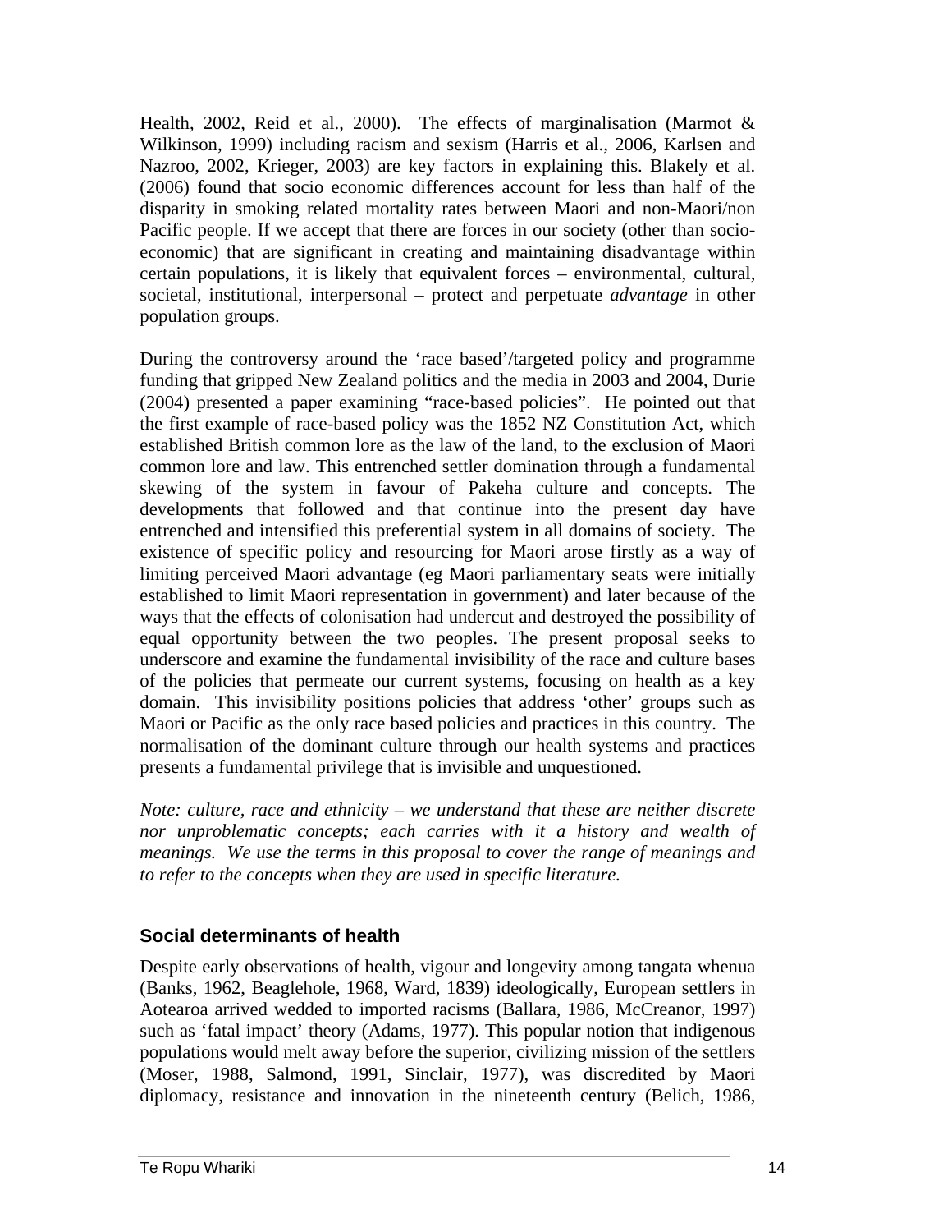Health, 2002, Reid et al., 2000). The effects of marginalisation (Marmot & Wilkinson, 1999) including racism and sexism (Harris et al., 2006, Karlsen and Nazroo, 2002, Krieger, 2003) are key factors in explaining this. Blakely et al. (2006) found that socio economic differences account for less than half of the disparity in smoking related mortality rates between Maori and non-Maori/non Pacific people. If we accept that there are forces in our society (other than socio-economic) that are significant in creating and maintaining disadvantage within certain populations, it is likely that equivalent forces – environmental, cultural, societal, institutional, interpersonal – protect and perpetuate *advantage* in other population groups.

During the controversy around the 'race based'/targeted policy and programme funding that gripped New Zealand politics and the media in 2003 and 2004, Durie (2004) presented a paper examining "race-based policies". He pointed out that the first example of race-based policy was the 1852 NZ Constitution Act, which established British common lore as the law of the land, to the exclusion of Maori common lore and law. This entrenched settler domination through a fundamental skewing of the system in favour of Pakeha culture and concepts. The developments that followed and that continue into the present day have entrenched and intensified this preferential system in all domains of society. The existence of specific policy and resourcing for Maori arose firstly as a way of limiting perceived Maori advantage (eg Maori parliamentary seats were initially established to limit Maori representation in government) and later because of the ways that the effects of colonisation had undercut and destroyed the possibility of equal opportunity between the two peoples. The present proposal seeks to underscore and examine the fundamental invisibility of the race and culture bases of the policies that permeate our current systems, focusing on health as a key domain. This invisibility positions policies that address 'other' groups such as Maori or Pacific as the only race based policies and practices in this country. The normalisation of the dominant culture through our health systems and practices presents a fundamental privilege that is invisible and unquestioned.

*Note: culture, race and ethnicity – we understand that these are neither discrete nor unproblematic concepts; each carries with it a history and wealth of meanings. We use the terms in this proposal to cover the range of meanings and to refer to the concepts when they are used in specific literature.*

## Social determinants of health

Despite early observations of health, vigour and longevity among tangata whenua (Banks, 1962, Beaglehole, 1968, Ward, 1839) ideologically, European settlers in Aotearoa arrived wedded to imported racisms (Ballara, 1986, McCreanor, 1997) such as 'fatal impact' theory (Adams, 1977). This popular notion that indigenous populations would melt away before the superior, civilizing mission of the settlers (Moser, 1988, Salmond, 1991, Sinclair, 1977), was discredited by Maori diplomacy, resistance and innovation in the nineteenth century (Belich, 1986,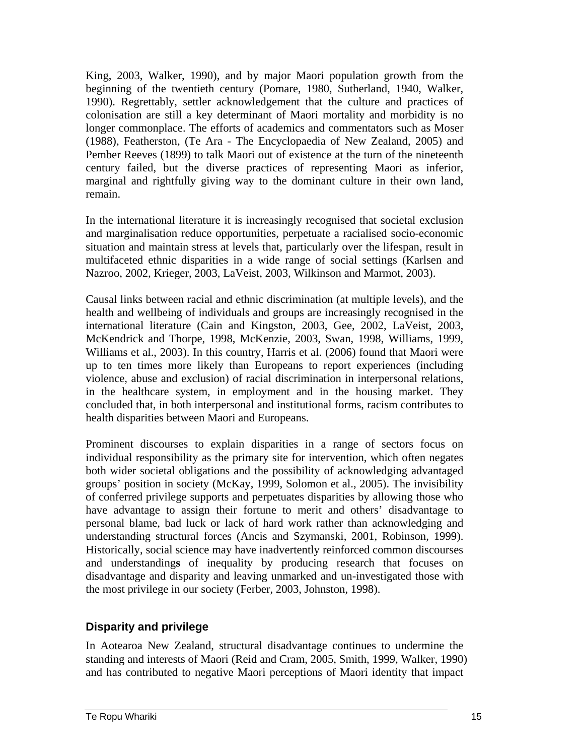King, 2003, Walker, 1990), and by major Maori population growth from the beginning of the twentieth century (Pomare, 1980, Sutherland, 1940, Walker, 1990). Regrettably, settler acknowledgement that the culture and practices of colonisation are still a key determinant of Maori mortality and morbidity is no longer commonplace. The efforts of academics and commentators such as Moser (1988), Featherston, (Te Ara - The Encyclopaedia of New Zealand, 2005) and Pember Reeves (1899) to talk Maori out of existence at the turn of the nineteenth century failed, but the diverse practices of representing Maori as inferior, marginal and rightfully giving way to the dominant culture in their own land, remain.

In the international literature it is increasingly recognised that societal exclusion and marginalisation reduce opportunities, perpetuate a racialised socio-economic situation and maintain stress at levels that, particularly over the lifespan, result in multifaceted ethnic disparities in a wide range of social settings (Karlsen and Nazroo, 2002, Krieger, 2003, LaVeist, 2003, Wilkinson and Marmot, 2003).

Causal links between racial and ethnic discrimination (at multiple levels), and the health and wellbeing of individuals and groups are increasingly recognised in the international literature (Cain and Kingston, 2003, Gee, 2002, LaVeist, 2003, McKendrick and Thorpe, 1998, McKenzie, 2003, Swan, 1998, Williams, 1999, Williams et al., 2003). In this country, Harris et al. (2006) found that Maori were up to ten times more likely than Europeans to report experiences (including violence, abuse and exclusion) of racial discrimination in interpersonal relations, in the healthcare system, in employment and in the housing market. They concluded that, in both interpersonal and institutional forms, racism contributes to health disparities between Maori and Europeans.

Prominent discourses to explain disparities in a range of sectors focus on individual responsibility as the primary site for intervention, which often negates both wider societal obligations and the possibility of acknowledging advantaged groups' position in society (McKay, 1999, Solomon et al., 2005). The invisibility of conferred privilege supports and perpetuates disparities by allowing those who have advantage to assign their fortune to merit and others' disadvantage to personal blame, bad luck or lack of hard work rather than acknowledging and understanding structural forces (Ancis and Szymanski, 2001, Robinson, 1999). Historically, social science may have inadvertently reinforced common discourses and understandings of inequality by producing research that focuses on disadvantage and disparity and leaving unmarked and un-investigated those with the most privilege in our society (Ferber, 2003, Johnston, 1998).

## Disparity and privilege

In Aotearoa New Zealand, structural disadvantage continues to undermine the standing and interests of Maori (Reid and Cram, 2005, Smith, 1999, Walker, 1990) and has contributed to negative Maori perceptions of Maori identity that impact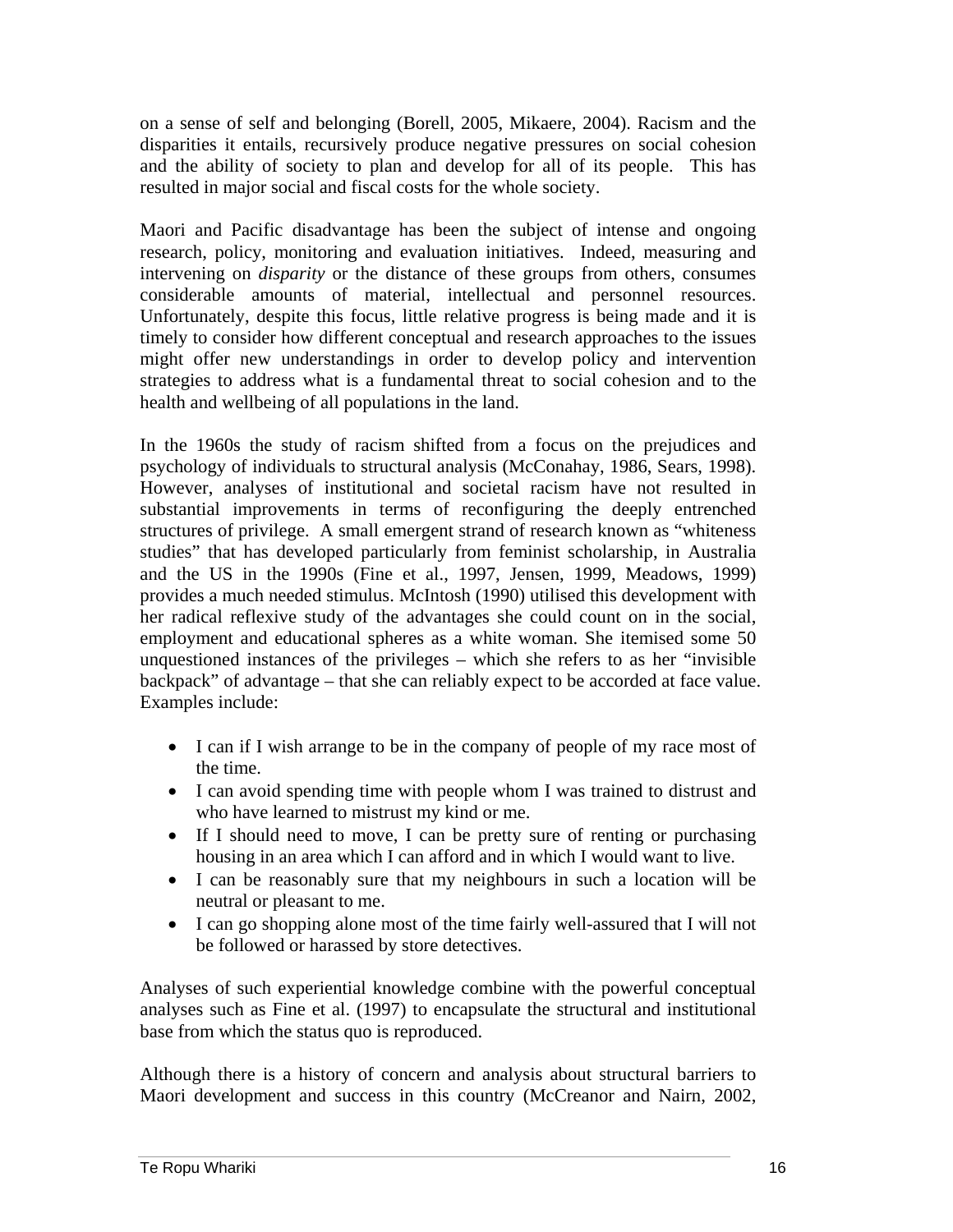on a sense of self and belonging (Borell, 2005, Mikaere, 2004). Racism and the disparities it entails, recursively produce negative pressures on social cohesion and the ability of society to plan and develop for all of its people. This has resulted in major social and fiscal costs for the whole society.

Maori and Pacific disadvantage has been the subject of intense and ongoing research, policy, monitoring and evaluation initiatives. Indeed, measuring and intervening on *disparity* or the distance of these groups from others, consumes considerable amounts of material, intellectual and personnel resources. Unfortunately, despite this focus, little relative progress is being made and it is timely to consider how different conceptual and research approaches to the issues might offer new understandings in order to develop policy and intervention strategies to address what is a fundamental threat to social cohesion and to the health and wellbeing of all populations in the land.

In the 1960s the study of racism shifted from a focus on the prejudices and psychology of individuals to structural analysis (McConahay, 1986, Sears, 1998). However, analyses of institutional and societal racism have not resulted in substantial improvements in terms of reconfiguring the deeply entrenched structures of privilege. A small emergent strand of research known as "whiteness studies" that has developed particularly from feminist scholarship, in Australia and the US in the 1990s (Fine et al., 1997, Jensen, 1999, Meadows, 1999) provides a much needed stimulus. McIntosh (1990) utilised this development with her radical reflexive study of the advantages she could count on in the social, employment and educational spheres as a white woman. She itemised some 50 unquestioned instances of the privileges – which she refers to as her "invisible backpack" of advantage – that she can reliably expect to be accorded at face value. Examples include:

- I can if I wish arrange to be in the company of people of my race most of the time.
- I can avoid spending time with people whom I was trained to distrust and who have learned to mistrust my kind or me.
- If I should need to move, I can be pretty sure of renting or purchasing housing in an area which I can afford and in which I would want to live.
- I can be reasonably sure that my neighbours in such a location will be neutral or pleasant to me.
- I can go shopping alone most of the time fairly well-assured that I will not be followed or harassed by store detectives.

Analyses of such experiential knowledge combine with the powerful conceptual analyses such as Fine et al. (1997) to encapsulate the structural and institutional base from which the status quo is reproduced.

Although there is a history of concern and analysis about structural barriers to Maori development and success in this country (McCreanor and Nairn, 2002,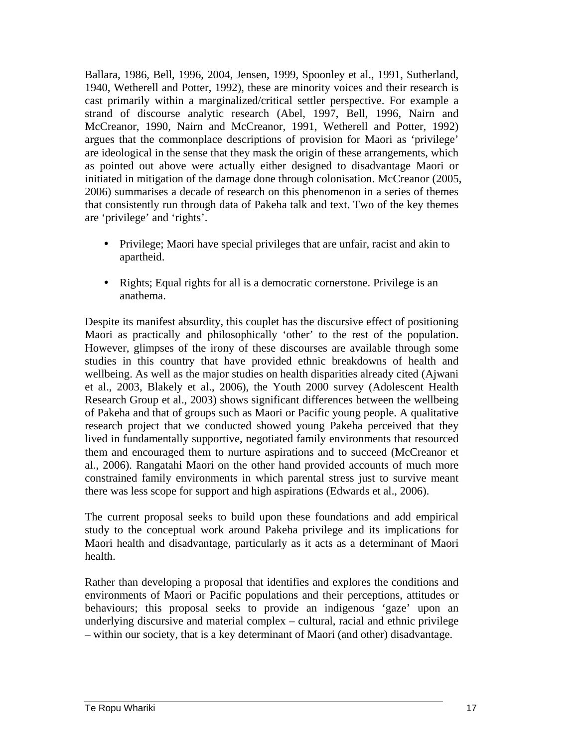Ballara, 1986, Bell, 1996, 2004, Jensen, 1999, Spoonley et al., 1991, Sutherland, 1940, Wetherell and Potter, 1992), these are minority voices and their research is cast primarily within a marginalized/critical settler perspective. For example a strand of discourse analytic research (Abel, 1997, Bell, 1996, Nairn and McCreanor, 1990, Nairn and McCreanor, 1991, Wetherell and Potter, 1992) argues that the commonplace descriptions of provision for Maori as 'privilege' are ideological in the sense that they mask the origin of these arrangements, which as pointed out above were actually either designed to disadvantage Maori or initiated in mitigation of the damage done through colonisation. McCreanor (2005, 2006) summarises a decade of research on this phenomenon in a series of themes that consistently run through data of Pakeha talk and text. Two of the key themes are 'privilege' and 'rights'.

- Privilege; Maori have special privileges that are unfair, racist and akin to apartheid.
- Rights; Equal rights for all is a democratic cornerstone. Privilege is an anathema.

Despite its manifest absurdity, this couplet has the discursive effect of positioning Maori as practically and philosophically 'other' to the rest of the population. However, glimpses of the irony of these discourses are available through some studies in this country that have provided ethnic breakdowns of health and wellbeing. As well as the major studies on health disparities already cited (Ajwani et al., 2003, Blakely et al., 2006), the Youth 2000 survey (Adolescent Health Research Group et al., 2003) shows significant differences between the wellbeing of Pakeha and that of groups such as Maori or Pacific young people. A qualitative research project that we conducted showed young Pakeha perceived that they lived in fundamentally supportive, negotiated family environments that resourced them and encouraged them to nurture aspirations and to succeed (McCreanor et al., 2006). Rangatahi Maori on the other hand provided accounts of much more constrained family environments in which parental stress just to survive meant there was less scope for support and high aspirations (Edwards et al., 2006).

The current proposal seeks to build upon these foundations and add empirical study to the conceptual work around Pakeha privilege and its implications for Maori health and disadvantage, particularly as it acts as a determinant of Maori health.

Rather than developing a proposal that identifies and explores the conditions and environments of Maori or Pacific populations and their perceptions, attitudes or behaviours; this proposal seeks to provide an indigenous 'gaze' upon an underlying discursive and material complex – cultural, racial and ethnic privilege – within our society, that is a key determinant of Maori (and other) disadvantage.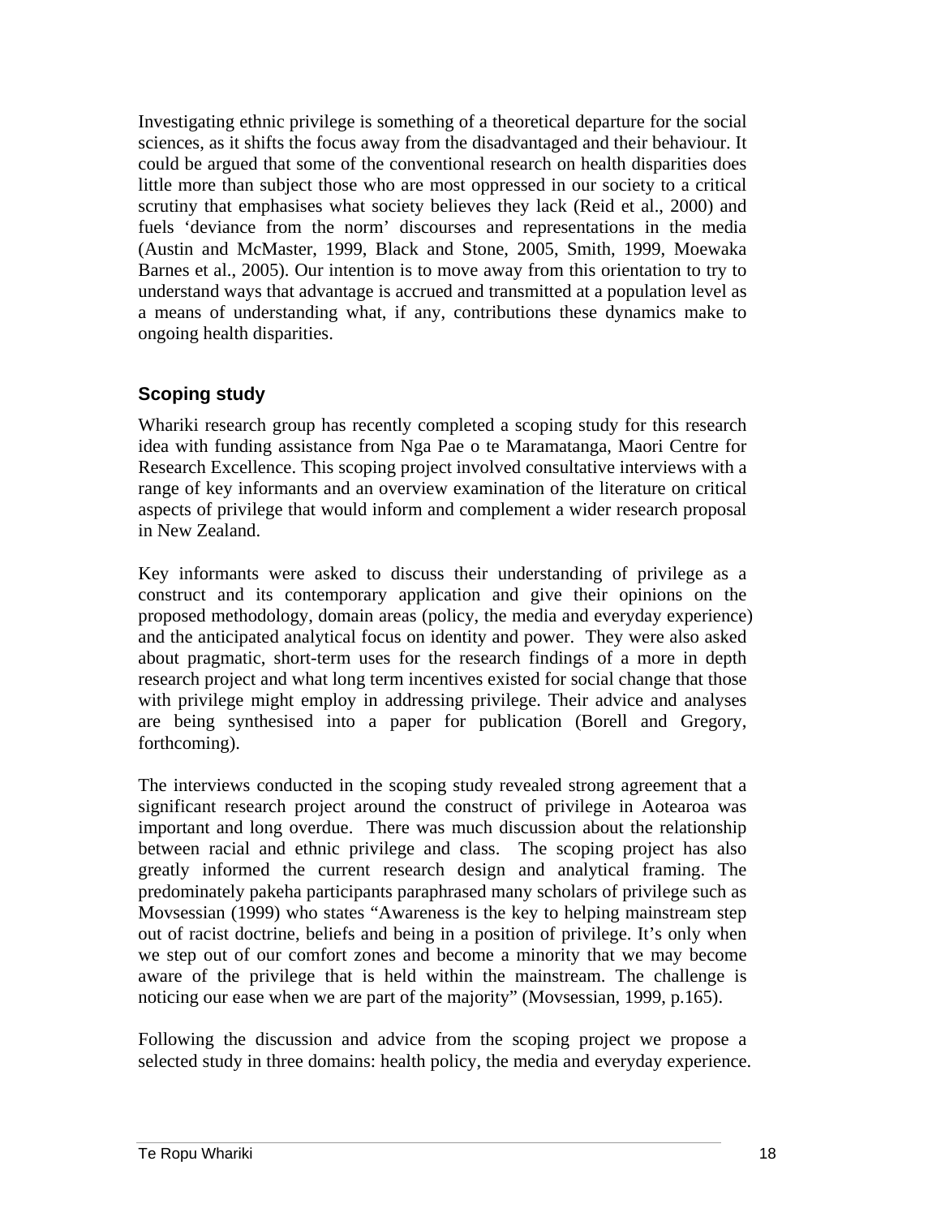Investigating ethnic privilege is something of a theoretical departure for the social sciences, as it shifts the focus away from the disadvantaged and their behaviour. It could be argued that some of the conventional research on health disparities does little more than subject those who are most oppressed in our society to a critical scrutiny that emphasises what society believes they lack (Reid et al., 2000) and fuels 'deviance from the norm' discourses and representations in the media (Austin and McMaster, 1999, Black and Stone, 2005, Smith, 1999, Moewaka Barnes et al., 2005). Our intention is to move away from this orientation to try to understand ways that advantage is accrued and transmitted at a population level as a means of understanding what, if any, contributions these dynamics make to ongoing health disparities.

## Scoping study

Whariki research group has recently completed a scoping study for this research idea with funding assistance from Nga Pae o te Maramatanga, Maori Centre for Research Excellence. This scoping project involved consultative interviews with a range of key informants and an overview examination of the literature on critical aspects of privilege that would inform and complement a wider research proposal in New Zealand.

Key informants were asked to discuss their understanding of privilege as a construct and its contemporary application and give their opinions on the proposed methodology, domain areas (policy, the media and everyday experience) and the anticipated analytical focus on identity and power. They were also asked about pragmatic, short-term uses for the research findings of a more in depth research project and what long term incentives existed for social change that those with privilege might employ in addressing privilege. Their advice and analyses are being synthesised into a paper for publication (Borell and Gregory, forthcoming).

The interviews conducted in the scoping study revealed strong agreement that a significant research project around the construct of privilege in Aotearoa was important and long overdue. There was much discussion about the relationship between racial and ethnic privilege and class. The scoping project has also greatly informed the current research design and analytical framing. The predominately pakeha participants paraphrased many scholars of privilege such as Movsessian (1999) who states "Awareness is the key to helping mainstream step out of racist doctrine, beliefs and being in a position of privilege. It's only when we step out of our comfort zones and become a minority that we may become aware of the privilege that is held within the mainstream. The challenge is noticing our ease when we are part of the majority" (Movsessian, 1999, p.165).

Following the discussion and advice from the scoping project we propose a selected study in three domains: health policy, the media and everyday experience.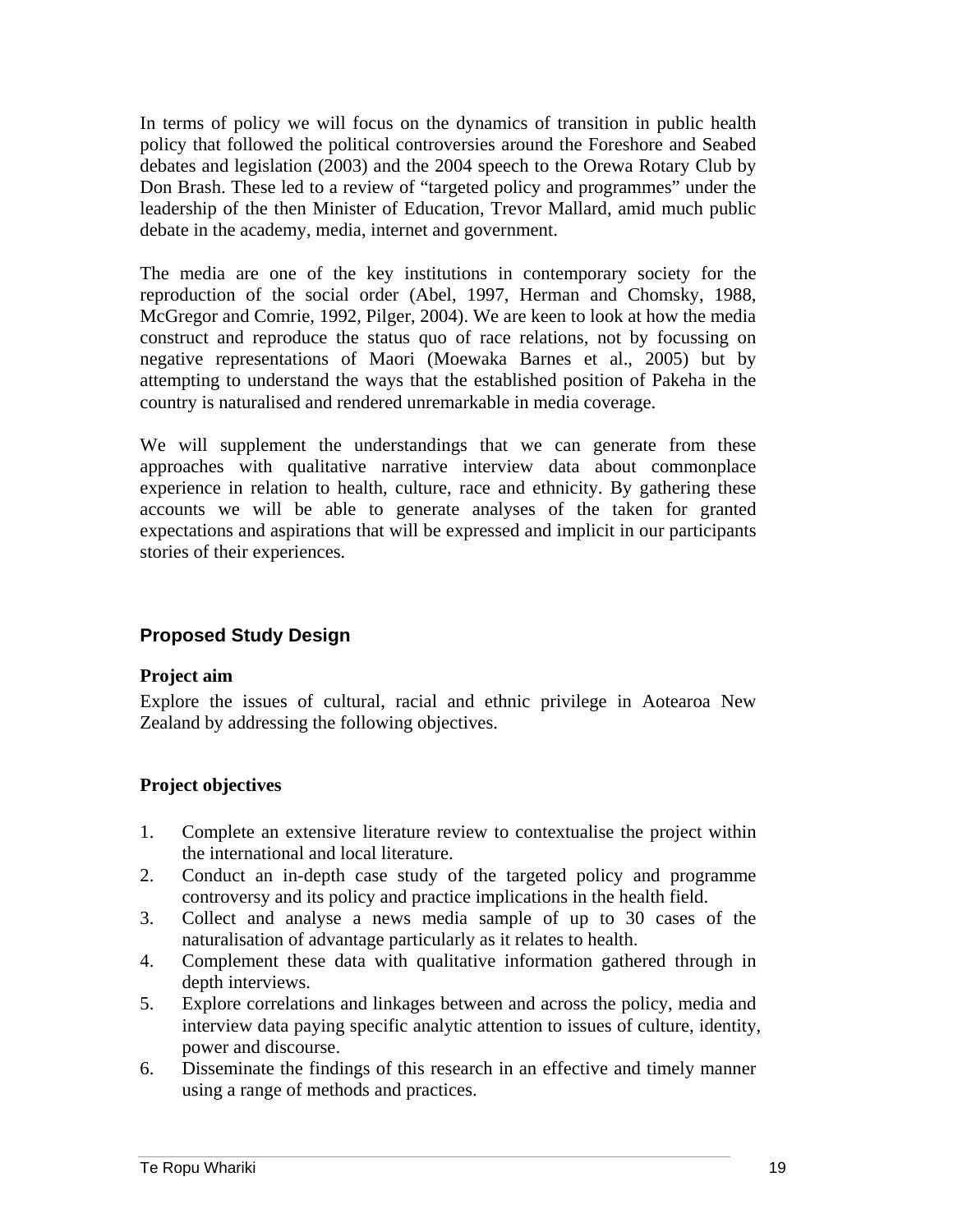In terms of policy we will focus on the dynamics of transition in public health policy that followed the political controversies around the Foreshore and Seabed debates and legislation (2003) and the 2004 speech to the Orewa Rotary Club by Don Brash. These led to a review of "targeted policy and programmes" under the leadership of the then Minister of Education, Trevor Mallard, amid much public debate in the academy, media, internet and government.

The media are one of the key institutions in contemporary society for the reproduction of the social order (Abel, 1997, Herman and Chomsky, 1988, McGregor and Comrie, 1992, Pilger, 2004). We are keen to look at how the media construct and reproduce the status quo of race relations, not by focussing on negative representations of Maori (Moewaka Barnes et al., 2005) but by attempting to understand the ways that the established position of Pakeha in the country is naturalised and rendered unremarkable in media coverage.

We will supplement the understandings that we can generate from these approaches with qualitative narrative interview data about commonplace experience in relation to health, culture, race and ethnicity. By gathering these accounts we will be able to generate analyses of the taken for granted expectations and aspirations that will be expressed and implicit in our participants stories of their experiences.

## Proposed Study Design

**Project aim**

Explore the issues of cultural, racial and ethnic privilege in Aotearoa New Zealand by addressing the following objectives.

**Project objectives**

1. Complete an extensive literature review to contextualise the project within the international and local literature.
2. Conduct an in-depth case study of the targeted policy and programme controversy and its policy and practice implications in the health field.
3. Collect and analyse a news media sample of up to 30 cases of the naturalisation of advantage particularly as it relates to health.
4. Complement these data with qualitative information gathered through in depth interviews.
5. Explore correlations and linkages between and across the policy, media and interview data paying specific analytic attention to issues of culture, identity, power and discourse.
6. Disseminate the findings of this research in an effective and timely manner using a range of methods and practices.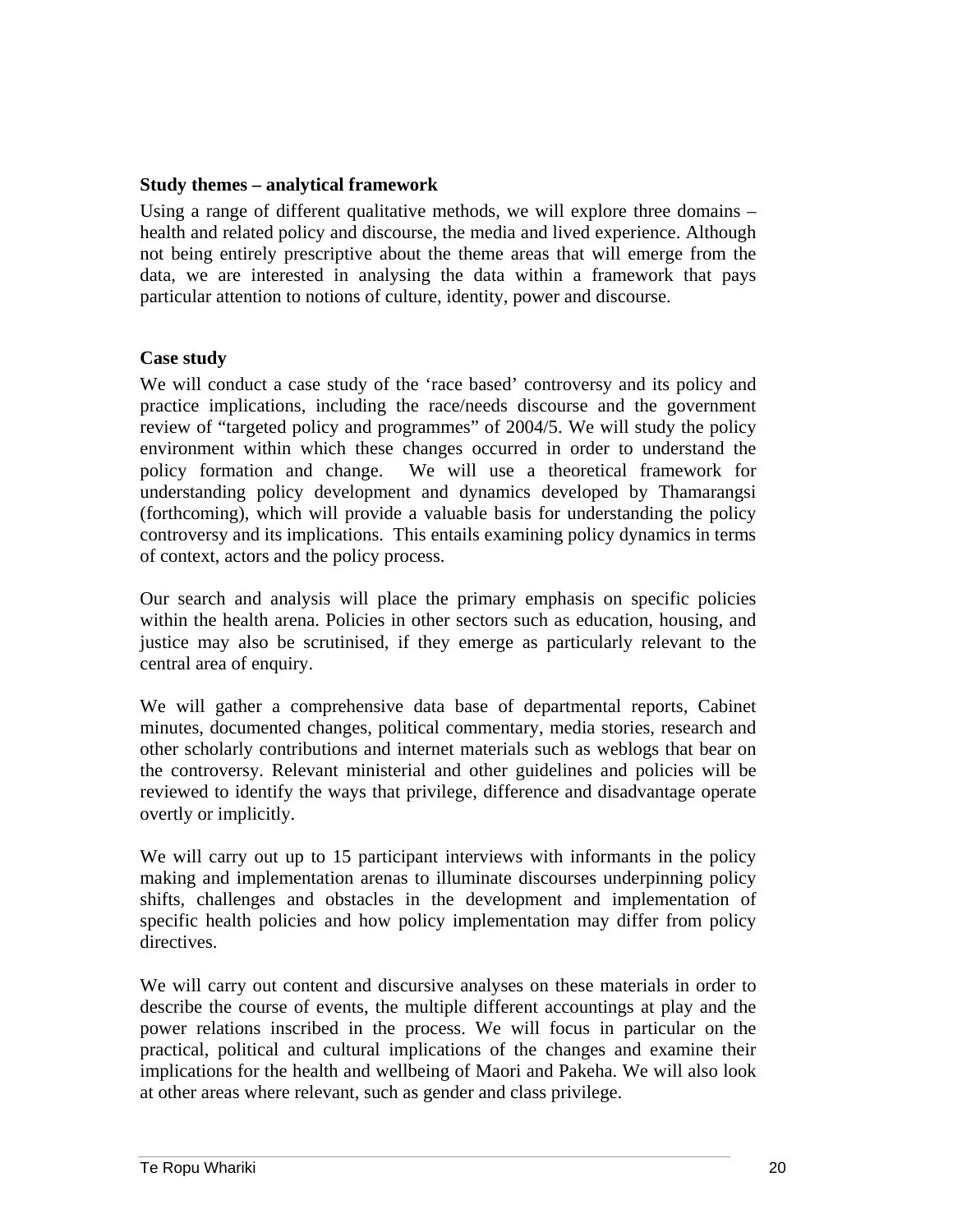**Study themes – analytical framework**

Using a range of different qualitative methods, we will explore three domains – health and related policy and discourse, the media and lived experience. Although not being entirely prescriptive about the theme areas that will emerge from the data, we are interested in analysing the data within a framework that pays particular attention to notions of culture, identity, power and discourse.

**Case study**

We will conduct a case study of the 'race based' controversy and its policy and practice implications, including the race/needs discourse and the government review of "targeted policy and programmes" of 2004/5. We will study the policy environment within which these changes occurred in order to understand the policy formation and change. We will use a theoretical framework for understanding policy development and dynamics developed by Thamarangsi (forthcoming), which will provide a valuable basis for understanding the policy controversy and its implications. This entails examining policy dynamics in terms of context, actors and the policy process.

Our search and analysis will place the primary emphasis on specific policies within the health arena. Policies in other sectors such as education, housing, and justice may also be scrutinised, if they emerge as particularly relevant to the central area of enquiry.

We will gather a comprehensive data base of departmental reports, Cabinet minutes, documented changes, political commentary, media stories, research and other scholarly contributions and internet materials such as weblogs that bear on the controversy. Relevant ministerial and other guidelines and policies will be reviewed to identify the ways that privilege, difference and disadvantage operate overtly or implicitly.

We will carry out up to 15 participant interviews with informants in the policy making and implementation arenas to illuminate discourses underpinning policy shifts, challenges and obstacles in the development and implementation of specific health policies and how policy implementation may differ from policy directives.

We will carry out content and discursive analyses on these materials in order to describe the course of events, the multiple different accountings at play and the power relations inscribed in the process. We will focus in particular on the practical, political and cultural implications of the changes and examine their implications for the health and wellbeing of Maori and Pakeha. We will also look at other areas where relevant, such as gender and class privilege.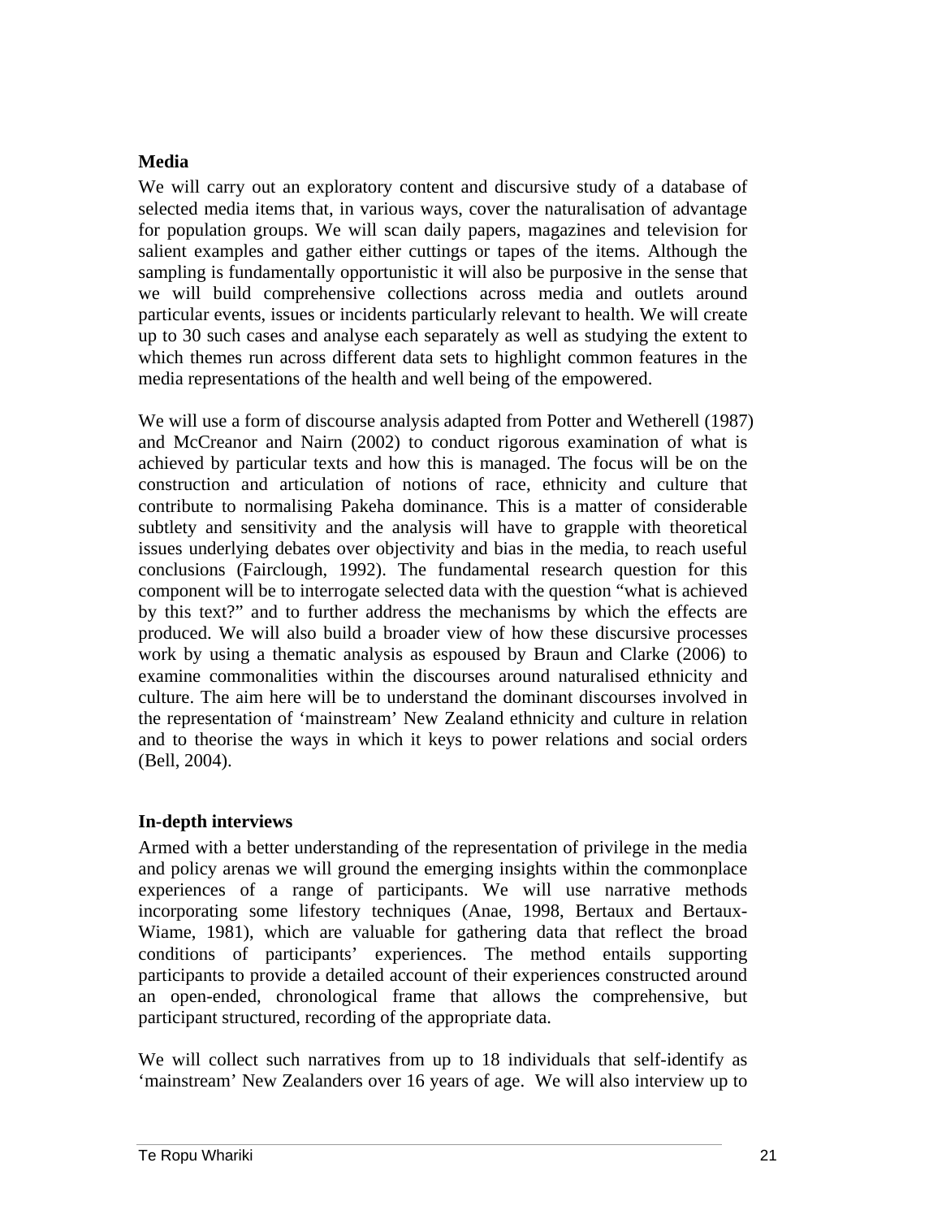### Media

We will carry out an exploratory content and discursive study of a database of selected media items that, in various ways, cover the naturalisation of advantage for population groups. We will scan daily papers, magazines and television for salient examples and gather either cuttings or tapes of the items. Although the sampling is fundamentally opportunistic it will also be purposive in the sense that we will build comprehensive collections across media and outlets around particular events, issues or incidents particularly relevant to health. We will create up to 30 such cases and analyse each separately as well as studying the extent to which themes run across different data sets to highlight common features in the media representations of the health and well being of the empowered.

We will use a form of discourse analysis adapted from Potter and Wetherell (1987) and McCreanor and Nairn (2002) to conduct rigorous examination of what is achieved by particular texts and how this is managed. The focus will be on the construction and articulation of notions of race, ethnicity and culture that contribute to normalising Pakeha dominance. This is a matter of considerable subtlety and sensitivity and the analysis will have to grapple with theoretical issues underlying debates over objectivity and bias in the media, to reach useful conclusions (Fairclough, 1992). The fundamental research question for this component will be to interrogate selected data with the question "what is achieved by this text?" and to further address the mechanisms by which the effects are produced. We will also build a broader view of how these discursive processes work by using a thematic analysis as espoused by Braun and Clarke (2006) to examine commonalities within the discourses around naturalised ethnicity and culture. The aim here will be to understand the dominant discourses involved in the representation of 'mainstream' New Zealand ethnicity and culture in relation and to theorise the ways in which it keys to power relations and social orders (Bell, 2004).

### In-depth interviews

Armed with a better understanding of the representation of privilege in the media and policy arenas we will ground the emerging insights within the commonplace experiences of a range of participants. We will use narrative methods incorporating some lifestory techniques (Anae, 1998, Bertaux and Bertaux-Wiame, 1981), which are valuable for gathering data that reflect the broad conditions of participants' experiences. The method entails supporting participants to provide a detailed account of their experiences constructed around an open-ended, chronological frame that allows the comprehensive, but participant structured, recording of the appropriate data.

We will collect such narratives from up to 18 individuals that self-identify as 'mainstream' New Zealanders over 16 years of age. We will also interview up to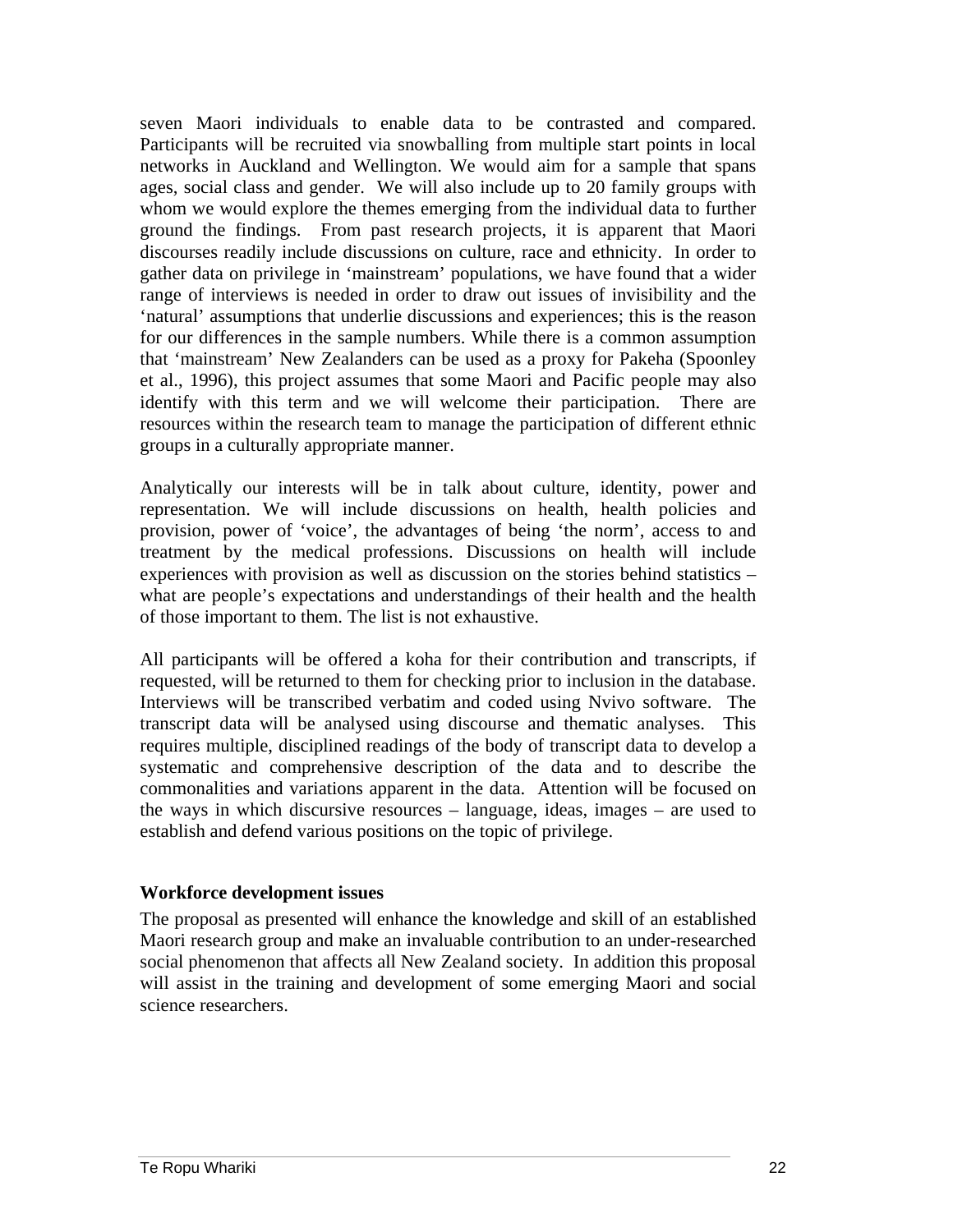seven Maori individuals to enable data to be contrasted and compared. Participants will be recruited via snowballing from multiple start points in local networks in Auckland and Wellington. We would aim for a sample that spans ages, social class and gender. We will also include up to 20 family groups with whom we would explore the themes emerging from the individual data to further ground the findings. From past research projects, it is apparent that Maori discourses readily include discussions on culture, race and ethnicity. In order to gather data on privilege in 'mainstream' populations, we have found that a wider range of interviews is needed in order to draw out issues of invisibility and the 'natural' assumptions that underlie discussions and experiences; this is the reason for our differences in the sample numbers. While there is a common assumption that 'mainstream' New Zealanders can be used as a proxy for Pakeha (Spoonley et al., 1996), this project assumes that some Maori and Pacific people may also identify with this term and we will welcome their participation. There are resources within the research team to manage the participation of different ethnic groups in a culturally appropriate manner.

Analytically our interests will be in talk about culture, identity, power and representation. We will include discussions on health, health policies and provision, power of 'voice', the advantages of being 'the norm', access to and treatment by the medical professions. Discussions on health will include experiences with provision as well as discussion on the stories behind statistics – what are people's expectations and understandings of their health and the health of those important to them. The list is not exhaustive.

All participants will be offered a koha for their contribution and transcripts, if requested, will be returned to them for checking prior to inclusion in the database. Interviews will be transcribed verbatim and coded using Nvivo software. The transcript data will be analysed using discourse and thematic analyses. This requires multiple, disciplined readings of the body of transcript data to develop a systematic and comprehensive description of the data and to describe the commonalities and variations apparent in the data. Attention will be focused on the ways in which discursive resources – language, ideas, images – are used to establish and defend various positions on the topic of privilege.

**Workforce development issues**

The proposal as presented will enhance the knowledge and skill of an established Maori research group and make an invaluable contribution to an under-researched social phenomenon that affects all New Zealand society. In addition this proposal will assist in the training and development of some emerging Maori and social science researchers.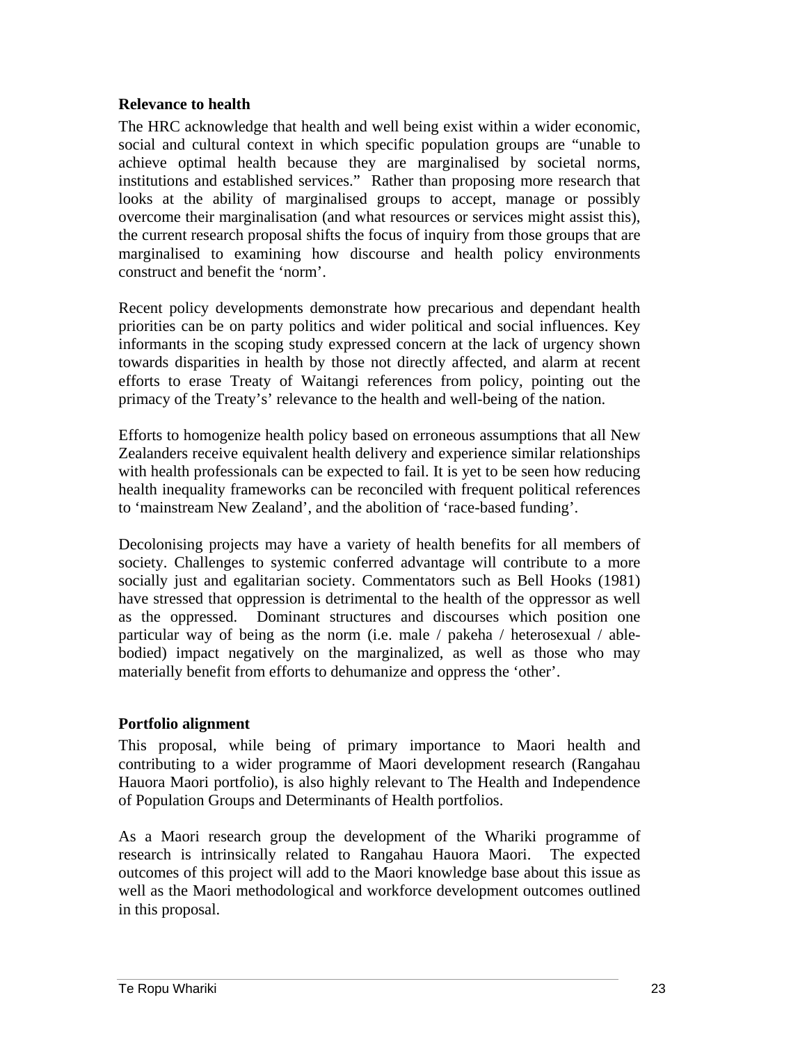**Relevance to health**

The HRC acknowledge that health and well being exist within a wider economic, social and cultural context in which specific population groups are "unable to achieve optimal health because they are marginalised by societal norms, institutions and established services." Rather than proposing more research that looks at the ability of marginalised groups to accept, manage or possibly overcome their marginalisation (and what resources or services might assist this), the current research proposal shifts the focus of inquiry from those groups that are marginalised to examining how discourse and health policy environments construct and benefit the 'norm'.

Recent policy developments demonstrate how precarious and dependant health priorities can be on party politics and wider political and social influences. Key informants in the scoping study expressed concern at the lack of urgency shown towards disparities in health by those not directly affected, and alarm at recent efforts to erase Treaty of Waitangi references from policy, pointing out the primacy of the Treaty's' relevance to the health and well-being of the nation.

Efforts to homogenize health policy based on erroneous assumptions that all New Zealanders receive equivalent health delivery and experience similar relationships with health professionals can be expected to fail. It is yet to be seen how reducing health inequality frameworks can be reconciled with frequent political references to 'mainstream New Zealand', and the abolition of 'race-based funding'.

Decolonising projects may have a variety of health benefits for all members of society. Challenges to systemic conferred advantage will contribute to a more socially just and egalitarian society. Commentators such as Bell Hooks (1981) have stressed that oppression is detrimental to the health of the oppressor as well as the oppressed. Dominant structures and discourses which position one particular way of being as the norm (i.e. male / pakeha / heterosexual / able-bodied) impact negatively on the marginalized, as well as those who may materially benefit from efforts to dehumanize and oppress the 'other'.

**Portfolio alignment**

This proposal, while being of primary importance to Maori health and contributing to a wider programme of Maori development research (Rangahau Hauora Maori portfolio), is also highly relevant to The Health and Independence of Population Groups and Determinants of Health portfolios.

As a Maori research group the development of the Whariki programme of research is intrinsically related to Rangahau Hauora Maori. The expected outcomes of this project will add to the Maori knowledge base about this issue as well as the Maori methodological and workforce development outcomes outlined in this proposal.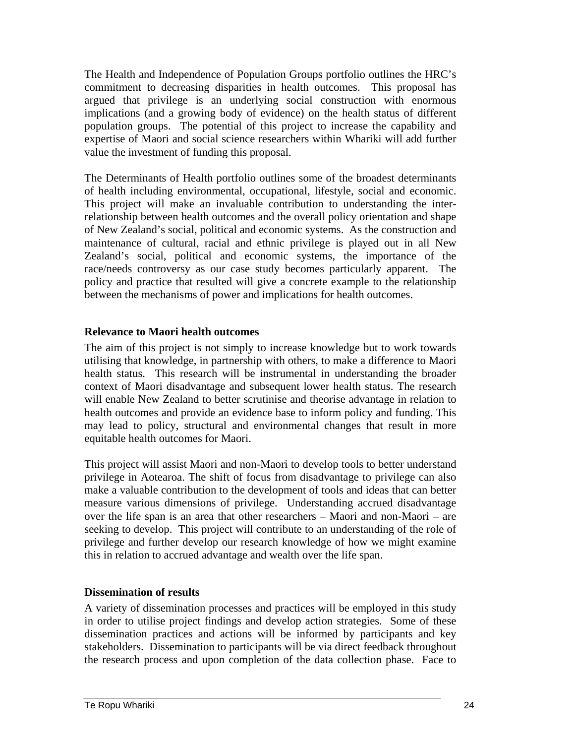The Health and Independence of Population Groups portfolio outlines the HRC's commitment to decreasing disparities in health outcomes. This proposal has argued that privilege is an underlying social construction with enormous implications (and a growing body of evidence) on the health status of different population groups. The potential of this project to increase the capability and expertise of Maori and social science researchers within Whariki will add further value the investment of funding this proposal.

The Determinants of Health portfolio outlines some of the broadest determinants of health including environmental, occupational, lifestyle, social and economic. This project will make an invaluable contribution to understanding the inter-relationship between health outcomes and the overall policy orientation and shape of New Zealand's social, political and economic systems. As the construction and maintenance of cultural, racial and ethnic privilege is played out in all New Zealand's social, political and economic systems, the importance of the race/needs controversy as our case study becomes particularly apparent. The policy and practice that resulted will give a concrete example to the relationship between the mechanisms of power and implications for health outcomes.

**Relevance to Maori health outcomes**

The aim of this project is not simply to increase knowledge but to work towards utilising that knowledge, in partnership with others, to make a difference to Maori health status. This research will be instrumental in understanding the broader context of Maori disadvantage and subsequent lower health status. The research will enable New Zealand to better scrutinise and theorise advantage in relation to health outcomes and provide an evidence base to inform policy and funding. This may lead to policy, structural and environmental changes that result in more equitable health outcomes for Maori.

This project will assist Maori and non-Maori to develop tools to better understand privilege in Aotearoa. The shift of focus from disadvantage to privilege can also make a valuable contribution to the development of tools and ideas that can better measure various dimensions of privilege. Understanding accrued disadvantage over the life span is an area that other researchers – Maori and non-Maori – are seeking to develop. This project will contribute to an understanding of the role of privilege and further develop our research knowledge of how we might examine this in relation to accrued advantage and wealth over the life span.

**Dissemination of results**

A variety of dissemination processes and practices will be employed in this study in order to utilise project findings and develop action strategies. Some of these dissemination practices and actions will be informed by participants and key stakeholders. Dissemination to participants will be via direct feedback throughout the research process and upon completion of the data collection phase. Face to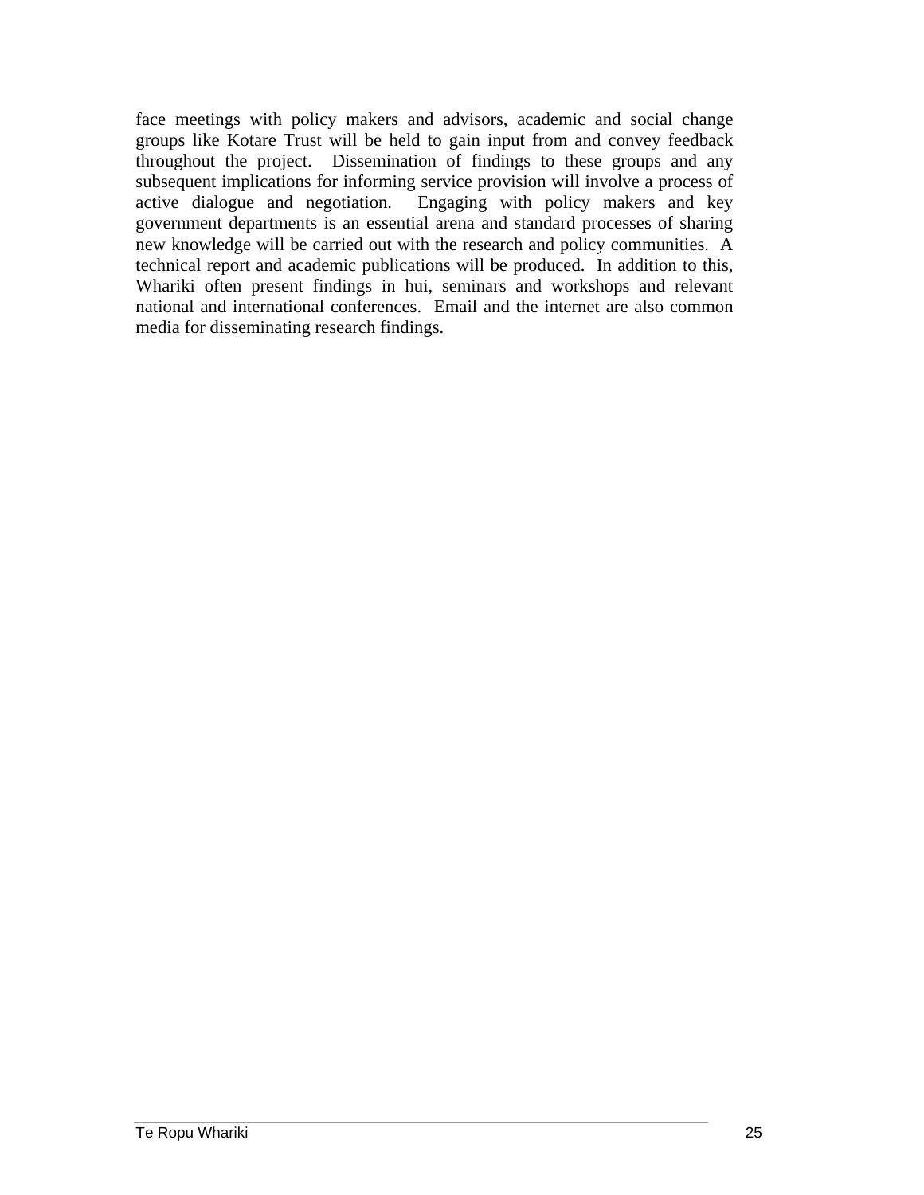face meetings with policy makers and advisors, academic and social change groups like Kotare Trust will be held to gain input from and convey feedback throughout the project. Dissemination of findings to these groups and any subsequent implications for informing service provision will involve a process of active dialogue and negotiation. Engaging with policy makers and key government departments is an essential arena and standard processes of sharing new knowledge will be carried out with the research and policy communities. A technical report and academic publications will be produced. In addition to this, Whariki often present findings in hui, seminars and workshops and relevant national and international conferences. Email and the internet are also common media for disseminating research findings.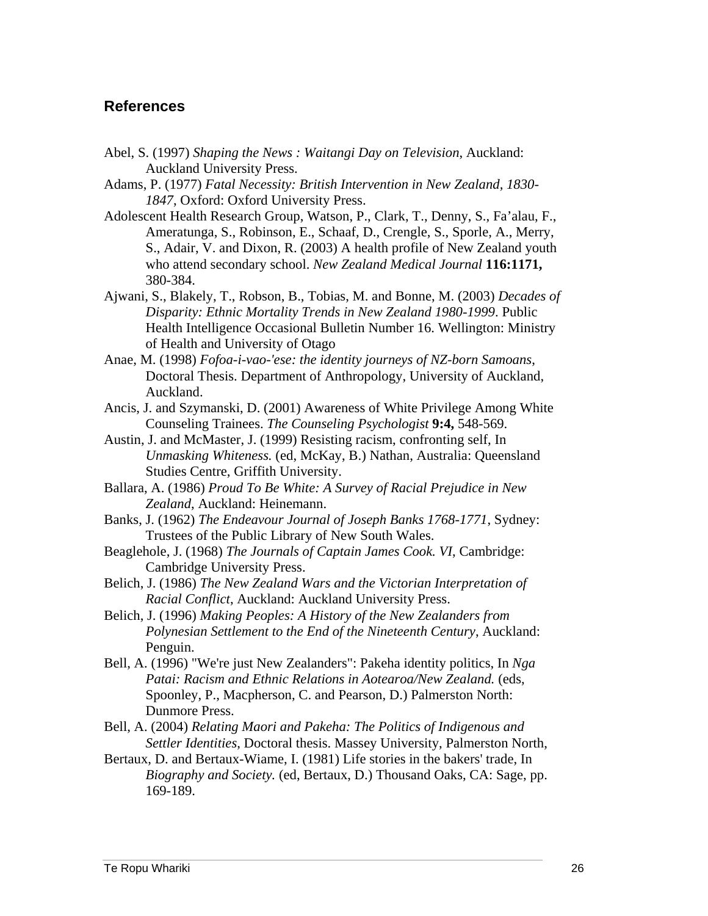## References

Abel, S. (1997) *Shaping the News : Waitangi Day on Television*, Auckland: Auckland University Press.

Adams, P. (1977) *Fatal Necessity: British Intervention in New Zealand, 1830-1847*, Oxford: Oxford University Press.

Adolescent Health Research Group, Watson, P., Clark, T., Denny, S., Fa'alau, F., Ameratunga, S., Robinson, E., Schaaf, D., Crengle, S., Sporle, A., Merry, S., Adair, V. and Dixon, R. (2003) A health profile of New Zealand youth who attend secondary school. *New Zealand Medical Journal* **116:1171,** 380-384.

Ajwani, S., Blakely, T., Robson, B., Tobias, M. and Bonne, M. (2003) *Decades of Disparity: Ethnic Mortality Trends in New Zealand 1980-1999*. Public Health Intelligence Occasional Bulletin Number 16. Wellington: Ministry of Health and University of Otago

Anae, M. (1998) *Fofoa-i-vao-'ese: the identity journeys of NZ-born Samoans*, Doctoral Thesis. Department of Anthropology, University of Auckland, Auckland.

Ancis, J. and Szymanski, D. (2001) Awareness of White Privilege Among White Counseling Trainees. *The Counseling Psychologist* **9:4,** 548-569.

Austin, J. and McMaster, J. (1999) Resisting racism, confronting self, In *Unmasking Whiteness.* (ed, McKay, B.) Nathan, Australia: Queensland Studies Centre, Griffith University.

Ballara, A. (1986) *Proud To Be White: A Survey of Racial Prejudice in New Zealand*, Auckland: Heinemann.

Banks, J. (1962) *The Endeavour Journal of Joseph Banks 1768-1771*, Sydney: Trustees of the Public Library of New South Wales.

Beaglehole, J. (1968) *The Journals of Captain James Cook. VI*, Cambridge: Cambridge University Press.

Belich, J. (1986) *The New Zealand Wars and the Victorian Interpretation of Racial Conflict*, Auckland: Auckland University Press.

Belich, J. (1996) *Making Peoples: A History of the New Zealanders from Polynesian Settlement to the End of the Nineteenth Century*, Auckland: Penguin.

Bell, A. (1996) "We're just New Zealanders": Pakeha identity politics, In *Nga Patai: Racism and Ethnic Relations in Aotearoa/New Zealand.* (eds, Spoonley, P., Macpherson, C. and Pearson, D.) Palmerston North: Dunmore Press.

Bell, A. (2004) *Relating Maori and Pakeha: The Politics of Indigenous and Settler Identities*, Doctoral thesis. Massey University, Palmerston North,

Bertaux, D. and Bertaux-Wiame, I. (1981) Life stories in the bakers' trade, In *Biography and Society.* (ed, Bertaux, D.) Thousand Oaks, CA: Sage, pp. 169-189.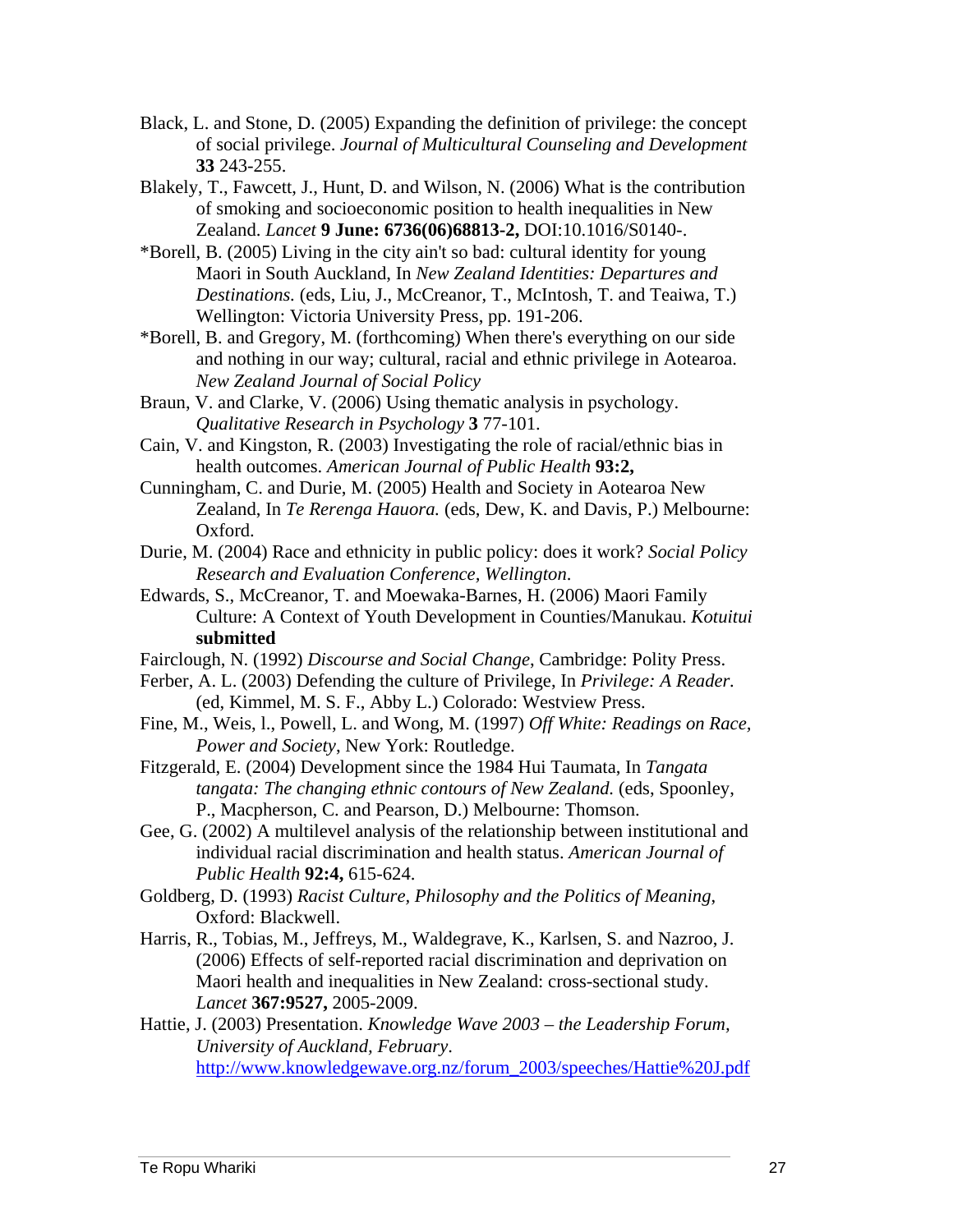Black, L. and Stone, D. (2005) Expanding the definition of privilege: the concept of social privilege. *Journal of Multicultural Counseling and Development* **33** 243-255.

Blakely, T., Fawcett, J., Hunt, D. and Wilson, N. (2006) What is the contribution of smoking and socioeconomic position to health inequalities in New Zealand. *Lancet* **9 June: 6736(06)68813-2,** DOI:10.1016/S0140-.

*Borell, B. (2005) Living in the city ain't so bad: cultural identity for young Maori in South Auckland, In *New Zealand Identities: Departures and Destinations.* (eds, Liu, J., McCreanor, T., McIntosh, T. and Teaiwa, T.) Wellington: Victoria University Press, pp. 191-206.

*Borell, B. and Gregory, M. (forthcoming) When there's everything on our side and nothing in our way; cultural, racial and ethnic privilege in Aotearoa. *New Zealand Journal of Social Policy*

Braun, V. and Clarke, V. (2006) Using thematic analysis in psychology. *Qualitative Research in Psychology* **3** 77-101.

Cain, V. and Kingston, R. (2003) Investigating the role of racial/ethnic bias in health outcomes. *American Journal of Public Health* **93:2,**

Cunningham, C. and Durie, M. (2005) Health and Society in Aotearoa New Zealand, In *Te Rerenga Hauora.* (eds, Dew, K. and Davis, P.) Melbourne: Oxford.

Durie, M. (2004) Race and ethnicity in public policy: does it work? *Social Policy Research and Evaluation Conference, Wellington*.

Edwards, S., McCreanor, T. and Moewaka-Barnes, H. (2006) Maori Family Culture: A Context of Youth Development in Counties/Manukau. *Kotuitui* **submitted**

Fairclough, N. (1992) *Discourse and Social Change*, Cambridge: Polity Press.

Ferber, A. L. (2003) Defending the culture of Privilege, In *Privilege: A Reader.* (ed, Kimmel, M. S. F., Abby L.) Colorado: Westview Press.

Fine, M., Weis, l., Powell, L. and Wong, M. (1997) *Off White: Readings on Race, Power and Society*, New York: Routledge.

Fitzgerald, E. (2004) Development since the 1984 Hui Taumata, In *Tangata tangata: The changing ethnic contours of New Zealand.* (eds, Spoonley, P., Macpherson, C. and Pearson, D.) Melbourne: Thomson.

Gee, G. (2002) A multilevel analysis of the relationship between institutional and individual racial discrimination and health status. *American Journal of Public Health* **92:4,** 615-624.

Goldberg, D. (1993) *Racist Culture, Philosophy and the Politics of Meaning*, Oxford: Blackwell.

Harris, R., Tobias, M., Jeffreys, M., Waldegrave, K., Karlsen, S. and Nazroo, J. (2006) Effects of self-reported racial discrimination and deprivation on Maori health and inequalities in New Zealand: cross-sectional study. *Lancet* **367:9527,** 2005-2009.

Hattie, J. (2003) Presentation. *Knowledge Wave 2003 – the Leadership Forum, University of Auckland, February*. http://www.knowledgewave.org.nz/forum_2003/speeches/Hattie%20J.pdf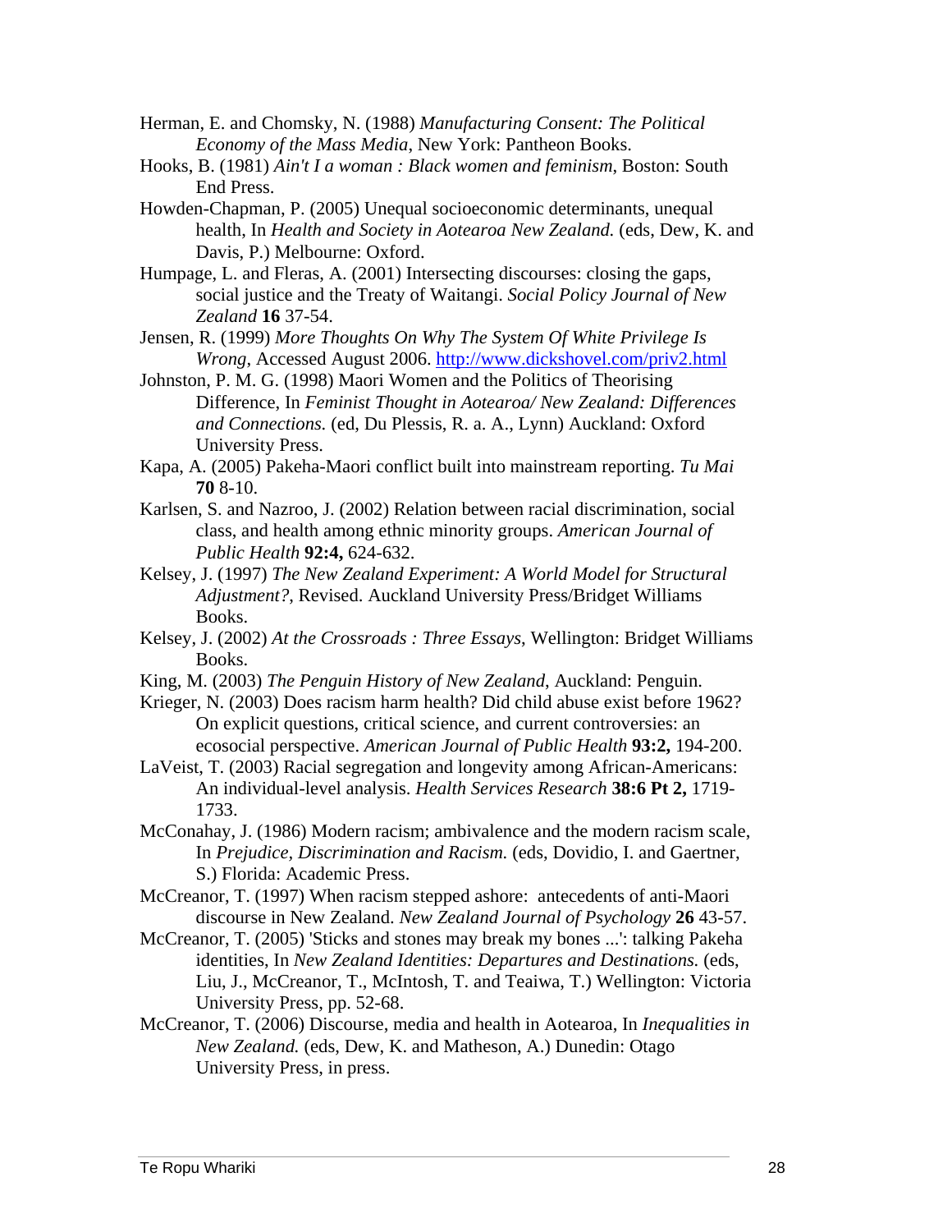Herman, E. and Chomsky, N. (1988) *Manufacturing Consent: The Political Economy of the Mass Media*, New York: Pantheon Books.

Hooks, B. (1981) *Ain't I a woman : Black women and feminism*, Boston: South End Press.

Howden-Chapman, P. (2005) Unequal socioeconomic determinants, unequal health, In *Health and Society in Aotearoa New Zealand.* (eds, Dew, K. and Davis, P.) Melbourne: Oxford.

Humpage, L. and Fleras, A. (2001) Intersecting discourses: closing the gaps, social justice and the Treaty of Waitangi. *Social Policy Journal of New Zealand* **16** 37-54.

Jensen, R. (1999) *More Thoughts On Why The System Of White Privilege Is Wrong*, Accessed August 2006. http://www.dickshovel.com/priv2.html

Johnston, P. M. G. (1998) Maori Women and the Politics of Theorising Difference, In *Feminist Thought in Aotearoa/ New Zealand: Differences and Connections.* (ed, Du Plessis, R. a. A., Lynn) Auckland: Oxford University Press.

Kapa, A. (2005) Pakeha-Maori conflict built into mainstream reporting. *Tu Mai* **70** 8-10.

Karlsen, S. and Nazroo, J. (2002) Relation between racial discrimination, social class, and health among ethnic minority groups. *American Journal of Public Health* **92:4,** 624-632.

Kelsey, J. (1997) *The New Zealand Experiment: A World Model for Structural Adjustment?*, Revised. Auckland University Press/Bridget Williams Books.

Kelsey, J. (2002) *At the Crossroads : Three Essays*, Wellington: Bridget Williams Books.

King, M. (2003) *The Penguin History of New Zealand*, Auckland: Penguin.

Krieger, N. (2003) Does racism harm health? Did child abuse exist before 1962? On explicit questions, critical science, and current controversies: an ecosocial perspective. *American Journal of Public Health* **93:2,** 194-200.

LaVeist, T. (2003) Racial segregation and longevity among African-Americans: An individual-level analysis. *Health Services Research* **38:6 Pt 2,** 1719-1733.

McConahay, J. (1986) Modern racism; ambivalence and the modern racism scale, In *Prejudice, Discrimination and Racism.* (eds, Dovidio, I. and Gaertner, S.) Florida: Academic Press.

McCreanor, T. (1997) When racism stepped ashore: antecedents of anti-Maori discourse in New Zealand. *New Zealand Journal of Psychology* **26** 43-57.

McCreanor, T. (2005) 'Sticks and stones may break my bones ...': talking Pakeha identities, In *New Zealand Identities: Departures and Destinations.* (eds, Liu, J., McCreanor, T., McIntosh, T. and Teaiwa, T.) Wellington: Victoria University Press, pp. 52-68.

McCreanor, T. (2006) Discourse, media and health in Aotearoa, In *Inequalities in New Zealand.* (eds, Dew, K. and Matheson, A.) Dunedin: Otago University Press, in press.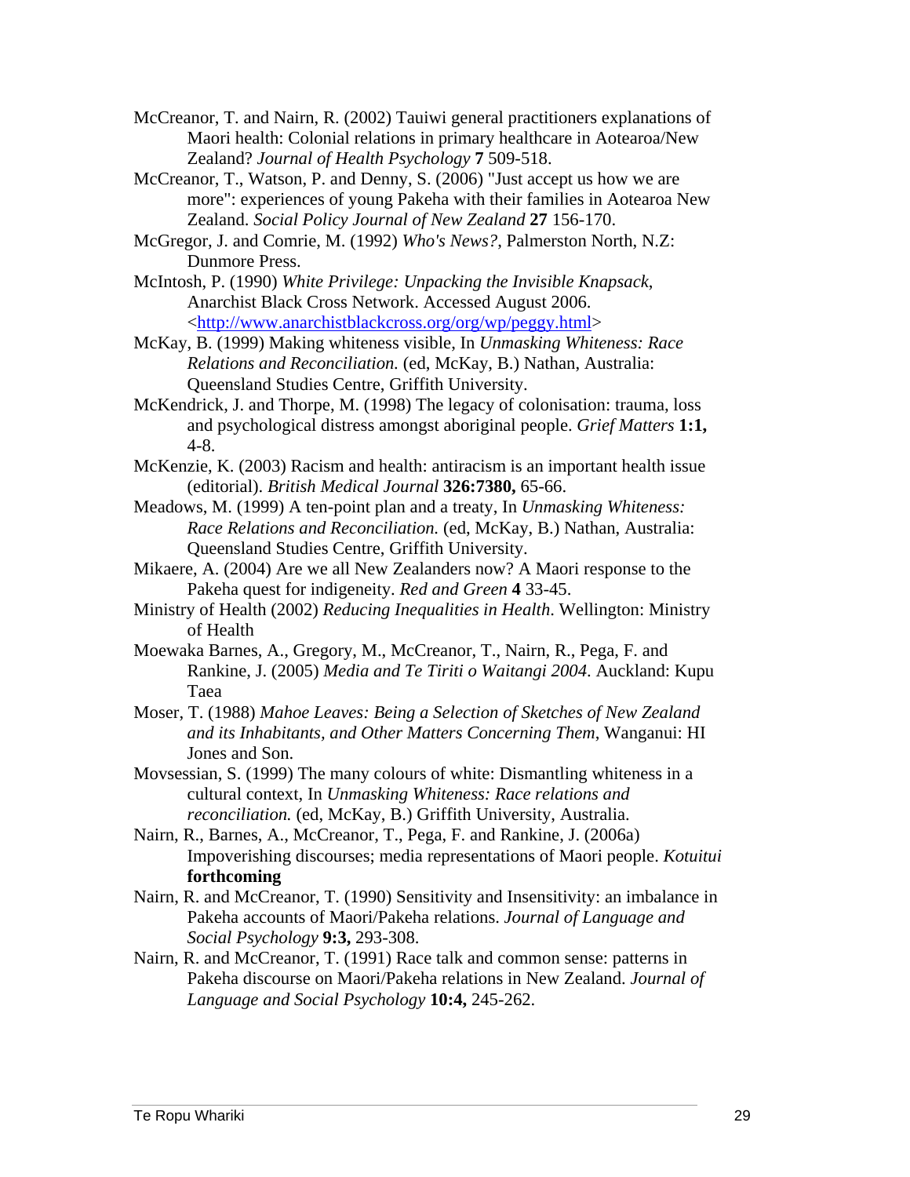McCreanor, T. and Nairn, R. (2002) Tauiwi general practitioners explanations of Maori health: Colonial relations in primary healthcare in Aotearoa/New Zealand? *Journal of Health Psychology* **7** 509-518.

McCreanor, T., Watson, P. and Denny, S. (2006) "Just accept us how we are more": experiences of young Pakeha with their families in Aotearoa New Zealand. *Social Policy Journal of New Zealand* **27** 156-170.

McGregor, J. and Comrie, M. (1992) *Who's News?*, Palmerston North, N.Z: Dunmore Press.

McIntosh, P. (1990) *White Privilege: Unpacking the Invisible Knapsack*, Anarchist Black Cross Network. Accessed August 2006. <http://www.anarchistblackcross.org/org/wp/peggy.html>

McKay, B. (1999) Making whiteness visible, In *Unmasking Whiteness: Race Relations and Reconciliation.* (ed, McKay, B.) Nathan, Australia: Queensland Studies Centre, Griffith University.

McKendrick, J. and Thorpe, M. (1998) The legacy of colonisation: trauma, loss and psychological distress amongst aboriginal people. *Grief Matters* **1:1,** 4-8.

McKenzie, K. (2003) Racism and health: antiracism is an important health issue (editorial). *British Medical Journal* **326:7380,** 65-66.

Meadows, M. (1999) A ten-point plan and a treaty, In *Unmasking Whiteness: Race Relations and Reconciliation.* (ed, McKay, B.) Nathan, Australia: Queensland Studies Centre, Griffith University.

Mikaere, A. (2004) Are we all New Zealanders now? A Maori response to the Pakeha quest for indigeneity. *Red and Green* **4** 33-45.

Ministry of Health (2002) *Reducing Inequalities in Health*. Wellington: Ministry of Health

Moewaka Barnes, A., Gregory, M., McCreanor, T., Nairn, R., Pega, F. and Rankine, J. (2005) *Media and Te Tiriti o Waitangi 2004*. Auckland: Kupu Taea

Moser, T. (1988) *Mahoe Leaves: Being a Selection of Sketches of New Zealand and its Inhabitants, and Other Matters Concerning Them*, Wanganui: HI Jones and Son.

Movsessian, S. (1999) The many colours of white: Dismantling whiteness in a cultural context, In *Unmasking Whiteness: Race relations and reconciliation.* (ed, McKay, B.) Griffith University, Australia.

Nairn, R., Barnes, A., McCreanor, T., Pega, F. and Rankine, J. (2006a) Impoverishing discourses; media representations of Maori people. *Kotuitui* **forthcoming**

Nairn, R. and McCreanor, T. (1990) Sensitivity and Insensitivity: an imbalance in Pakeha accounts of Maori/Pakeha relations. *Journal of Language and Social Psychology* **9:3,** 293-308.

Nairn, R. and McCreanor, T. (1991) Race talk and common sense: patterns in Pakeha discourse on Maori/Pakeha relations in New Zealand. *Journal of Language and Social Psychology* **10:4,** 245-262.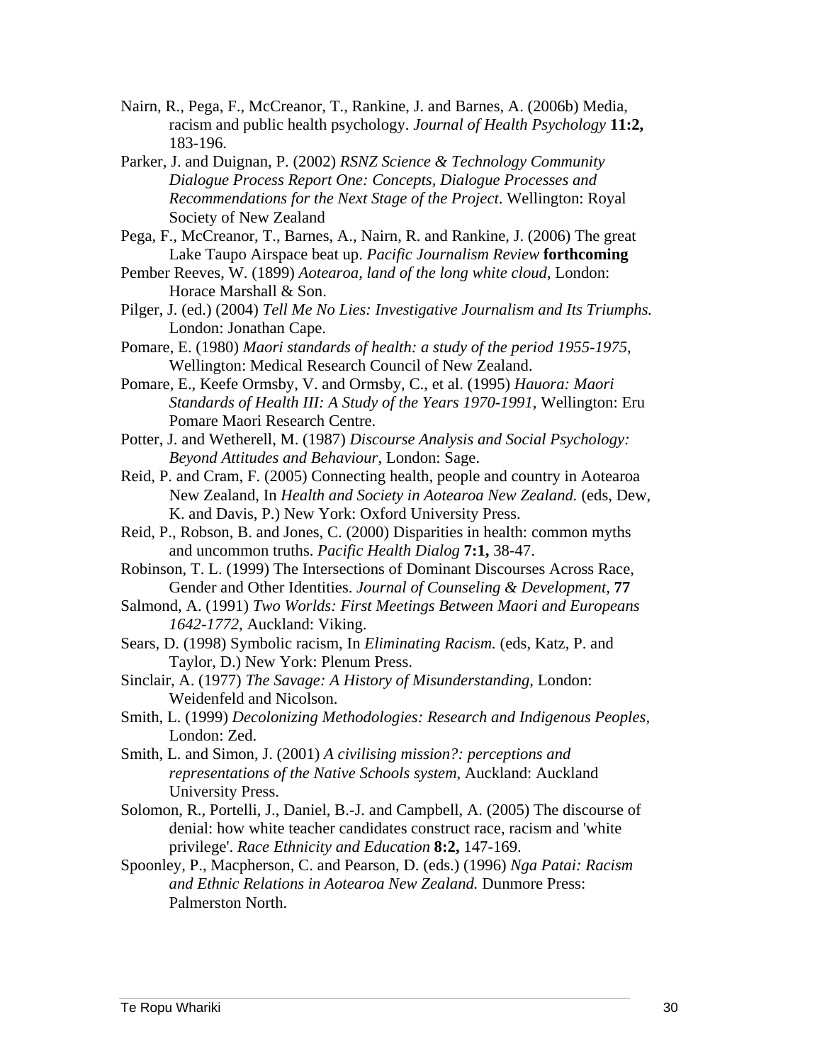Nairn, R., Pega, F., McCreanor, T., Rankine, J. and Barnes, A. (2006b) Media, racism and public health psychology. *Journal of Health Psychology* **11:2,** 183-196.

Parker, J. and Duignan, P. (2002) *RSNZ Science & Technology Community Dialogue Process Report One: Concepts, Dialogue Processes and Recommendations for the Next Stage of the Project*. Wellington: Royal Society of New Zealand

Pega, F., McCreanor, T., Barnes, A., Nairn, R. and Rankine, J. (2006) The great Lake Taupo Airspace beat up. *Pacific Journalism Review* **forthcoming**

Pember Reeves, W. (1899) *Aotearoa, land of the long white cloud*, London: Horace Marshall & Son.

Pilger, J. (ed.) (2004) *Tell Me No Lies: Investigative Journalism and Its Triumphs.* London: Jonathan Cape.

Pomare, E. (1980) *Maori standards of health: a study of the period 1955-1975*, Wellington: Medical Research Council of New Zealand.

Pomare, E., Keefe Ormsby, V. and Ormsby, C., et al. (1995) *Hauora: Maori Standards of Health III: A Study of the Years 1970-1991*, Wellington: Eru Pomare Maori Research Centre.

Potter, J. and Wetherell, M. (1987) *Discourse Analysis and Social Psychology: Beyond Attitudes and Behaviour*, London: Sage.

Reid, P. and Cram, F. (2005) Connecting health, people and country in Aotearoa New Zealand, In *Health and Society in Aotearoa New Zealand.* (eds, Dew, K. and Davis, P.) New York: Oxford University Press.

Reid, P., Robson, B. and Jones, C. (2000) Disparities in health: common myths and uncommon truths. *Pacific Health Dialog* **7:1,** 38-47.

Robinson, T. L. (1999) The Intersections of Dominant Discourses Across Race, Gender and Other Identities. *Journal of Counseling & Development,* **77**

Salmond, A. (1991) *Two Worlds: First Meetings Between Maori and Europeans 1642-1772*, Auckland: Viking.

Sears, D. (1998) Symbolic racism, In *Eliminating Racism.* (eds, Katz, P. and Taylor, D.) New York: Plenum Press.

Sinclair, A. (1977) *The Savage: A History of Misunderstanding*, London: Weidenfeld and Nicolson.

Smith, L. (1999) *Decolonizing Methodologies: Research and Indigenous Peoples*, London: Zed.

Smith, L. and Simon, J. (2001) *A civilising mission?: perceptions and representations of the Native Schools system*, Auckland: Auckland University Press.

Solomon, R., Portelli, J., Daniel, B.-J. and Campbell, A. (2005) The discourse of denial: how white teacher candidates construct race, racism and 'white privilege'. *Race Ethnicity and Education* **8:2,** 147-169.

Spoonley, P., Macpherson, C. and Pearson, D. (eds.) (1996) *Nga Patai: Racism and Ethnic Relations in Aotearoa New Zealand.* Dunmore Press: Palmerston North.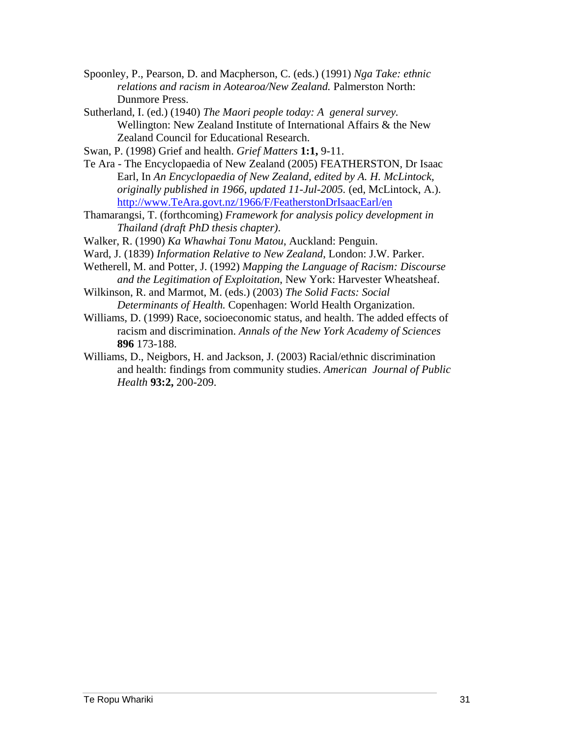Spoonley, P., Pearson, D. and Macpherson, C. (eds.) (1991) *Nga Take: ethnic relations and racism in Aotearoa/New Zealand.* Palmerston North: Dunmore Press.

Sutherland, I. (ed.) (1940) *The Maori people today: A general survey.* Wellington: New Zealand Institute of International Affairs & the New Zealand Council for Educational Research.

Swan, P. (1998) Grief and health. *Grief Matters* **1:1,** 9-11.

Te Ara - The Encyclopaedia of New Zealand (2005) FEATHERSTON, Dr Isaac Earl, In *An Encyclopaedia of New Zealand, edited by A. H. McLintock, originally published in 1966, updated 11-Jul-2005.* (ed, McLintock, A.). http://www.TeAra.govt.nz/1966/F/FeatherstonDrIsaacEarl/en

Thamarangsi, T. (forthcoming) *Framework for analysis policy development in Thailand (draft PhD thesis chapter).*

Walker, R. (1990) *Ka Whawhai Tonu Matou*, Auckland: Penguin.

Ward, J. (1839) *Information Relative to New Zealand*, London: J.W. Parker.

Wetherell, M. and Potter, J. (1992) *Mapping the Language of Racism: Discourse and the Legitimation of Exploitation*, New York: Harvester Wheatsheaf.

Wilkinson, R. and Marmot, M. (eds.) (2003) *The Solid Facts: Social Determinants of Health.* Copenhagen: World Health Organization.

Williams, D. (1999) Race, socioeconomic status, and health. The added effects of racism and discrimination. *Annals of the New York Academy of Sciences* **896** 173-188.

Williams, D., Neigbors, H. and Jackson, J. (2003) Racial/ethnic discrimination and health: findings from community studies. *American Journal of Public Health* **93:2,** 200-209.